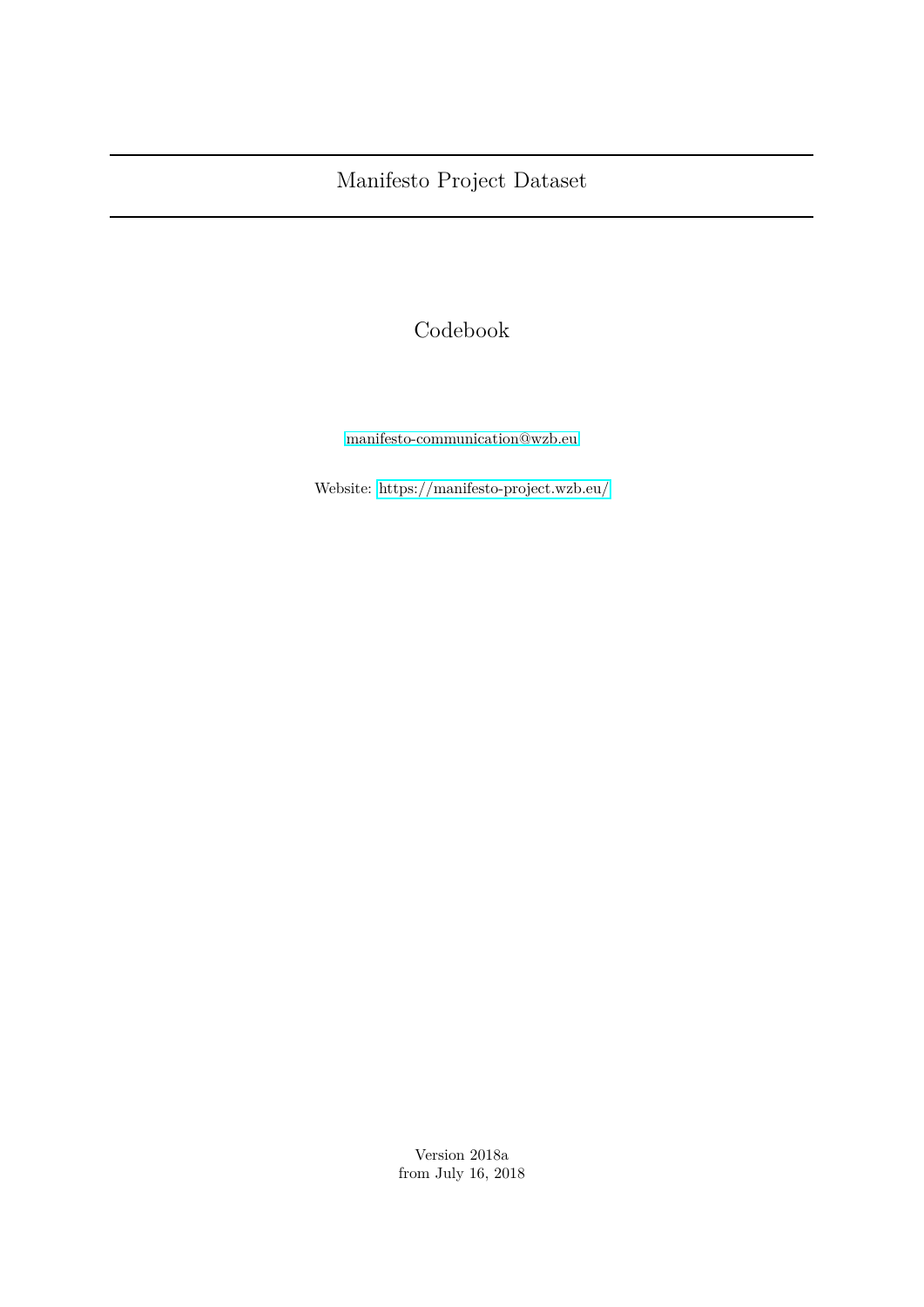# Manifesto Project Dataset

## Codebook

manifesto-communication@wzb.eu

Website: https://manifesto-project.wzb.eu/

Version 2018a
from July 16, 2018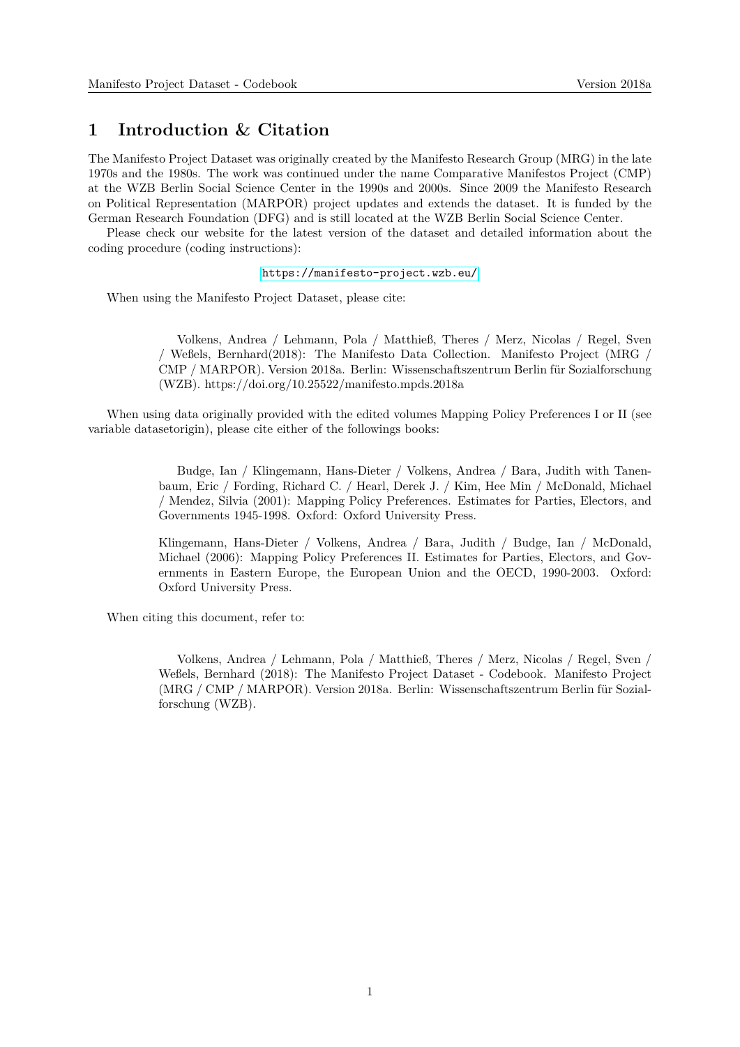# 1 Introduction & Citation

The Manifesto Project Dataset was originally created by the Manifesto Research Group (MRG) in the late 1970s and the 1980s. The work was continued under the name Comparative Manifestos Project (CMP) at the WZB Berlin Social Science Center in the 1990s and 2000s. Since 2009 the Manifesto Research on Political Representation (MARPOR) project updates and extends the dataset. It is funded by the German Research Foundation (DFG) and is still located at the WZB Berlin Social Science Center.

Please check our website for the latest version of the dataset and detailed information about the coding procedure (coding instructions):

https://manifesto-project.wzb.eu/

When using the Manifesto Project Dataset, please cite:

> Volkens, Andrea / Lehmann, Pola / Matthieß, Theres / Merz, Nicolas / Regel, Sven / Weßels, Bernhard(2018): The Manifesto Data Collection. Manifesto Project (MRG / CMP / MARPOR). Version 2018a. Berlin: Wissenschaftszentrum Berlin für Sozialforschung (WZB). https://doi.org/10.25522/manifesto.mpds.2018a

When using data originally provided with the edited volumes Mapping Policy Preferences I or II (see variable datasetorigin), please cite either of the followings books:

> Budge, Ian / Klingemann, Hans-Dieter / Volkens, Andrea / Bara, Judith with Tanenbaum, Eric / Fording, Richard C. / Hearl, Derek J. / Kim, Hee Min / McDonald, Michael / Mendez, Silvia (2001): Mapping Policy Preferences. Estimates for Parties, Electors, and Governments 1945-1998. Oxford: Oxford University Press.

> Klingemann, Hans-Dieter / Volkens, Andrea / Bara, Judith / Budge, Ian / McDonald, Michael (2006): Mapping Policy Preferences II. Estimates for Parties, Electors, and Governments in Eastern Europe, the European Union and the OECD, 1990-2003. Oxford: Oxford University Press.

When citing this document, refer to:

> Volkens, Andrea / Lehmann, Pola / Matthieß, Theres / Merz, Nicolas / Regel, Sven / Weßels, Bernhard (2018): The Manifesto Project Dataset - Codebook. Manifesto Project (MRG / CMP / MARPOR). Version 2018a. Berlin: Wissenschaftszentrum Berlin für Sozialforschung (WZB).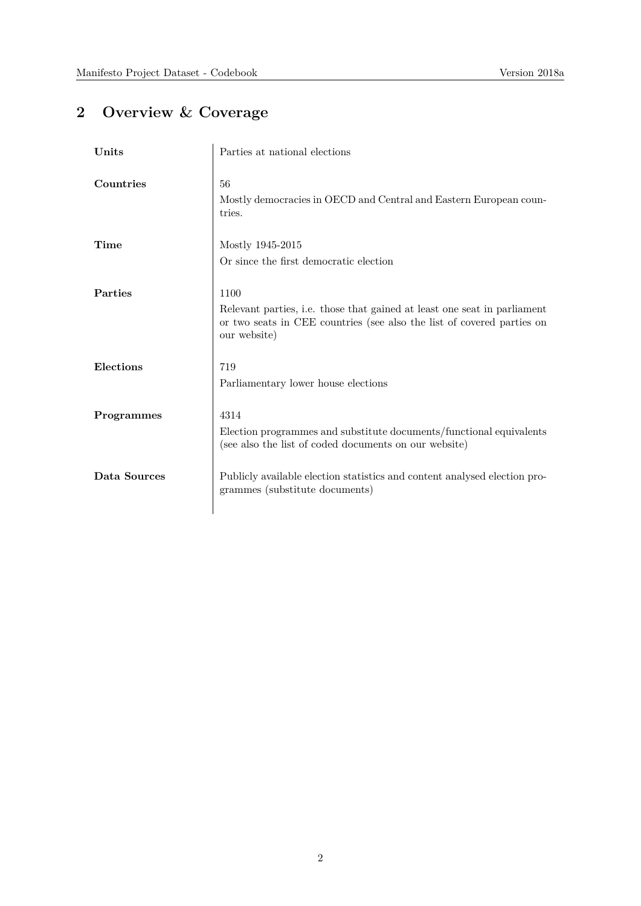## 2 Overview & Coverage

| | |
|---|---|
| **Units** | Parties at national elections |
| **Countries** | 56<br>Mostly democracies in OECD and Central and Eastern European countries. |
| **Time** | Mostly 1945-2015<br>Or since the first democratic election |
| **Parties** | 1100<br>Relevant parties, i.e. those that gained at least one seat in parliament or two seats in CEE countries (see also the list of covered parties on our website) |
| **Elections** | 719<br>Parliamentary lower house elections |
| **Programmes** | 4314<br>Election programmes and substitute documents/functional equivalents (see also the list of coded documents on our website) |
| **Data Sources** | Publicly available election statistics and content analysed election programmes (substitute documents) |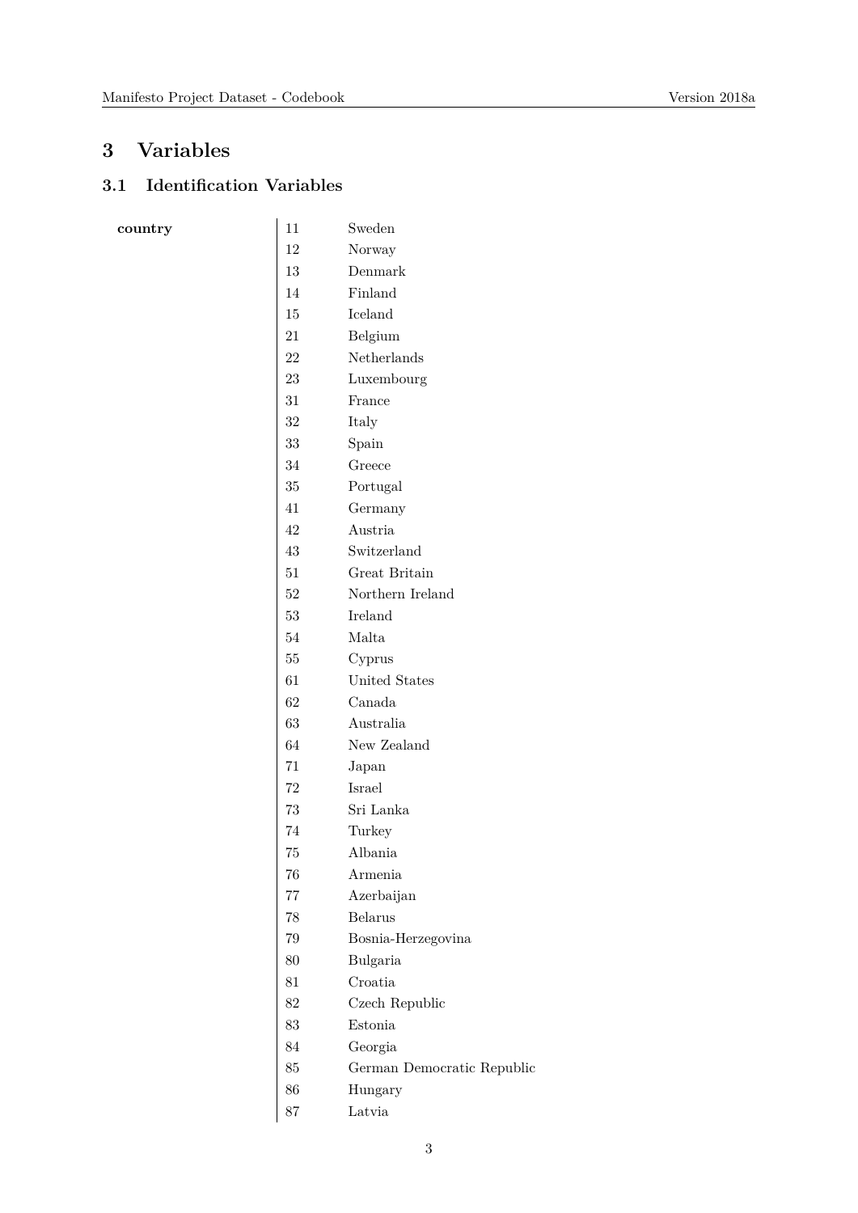# 3 Variables

## 3.1 Identification Variables

| | | |
|---|---|---|
| **country** | 11 | Sweden |
| | 12 | Norway |
| | 13 | Denmark |
| | 14 | Finland |
| | 15 | Iceland |
| | 21 | Belgium |
| | 22 | Netherlands |
| | 23 | Luxembourg |
| | 31 | France |
| | 32 | Italy |
| | 33 | Spain |
| | 34 | Greece |
| | 35 | Portugal |
| | 41 | Germany |
| | 42 | Austria |
| | 43 | Switzerland |
| | 51 | Great Britain |
| | 52 | Northern Ireland |
| | 53 | Ireland |
| | 54 | Malta |
| | 55 | Cyprus |
| | 61 | United States |
| | 62 | Canada |
| | 63 | Australia |
| | 64 | New Zealand |
| | 71 | Japan |
| | 72 | Israel |
| | 73 | Sri Lanka |
| | 74 | Turkey |
| | 75 | Albania |
| | 76 | Armenia |
| | 77 | Azerbaijan |
| | 78 | Belarus |
| | 79 | Bosnia-Herzegovina |
| | 80 | Bulgaria |
| | 81 | Croatia |
| | 82 | Czech Republic |
| | 83 | Estonia |
| | 84 | Georgia |
| | 85 | German Democratic Republic |
| | 86 | Hungary |
| | 87 | Latvia |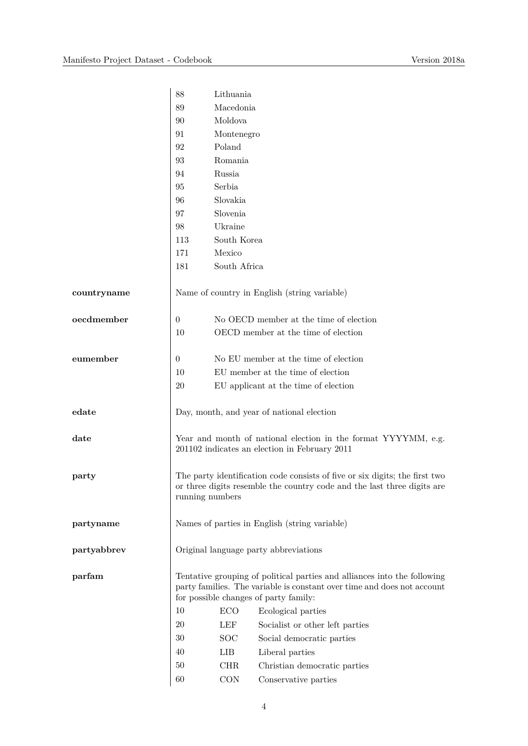| Variable | Code | Description |
|---|---|---|
| | 88 | Lithuania |
| | 89 | Macedonia |
| | 90 | Moldova |
| | 91 | Montenegro |
| | 92 | Poland |
| | 93 | Romania |
| | 94 | Russia |
| | 95 | Serbia |
| | 96 | Slovakia |
| | 97 | Slovenia |
| | 98 | Ukraine |
| | 113 | South Korea |
| | 171 | Mexico |
| | 181 | South Africa |

**countryname**

Name of country in English (string variable)

**oecdmember**

| Code | Description |
|---|---|
| 0 | No OECD member at the time of election |
| 10 | OECD member at the time of election |

**eumember**

| Code | Description |
|---|---|
| 0 | No EU member at the time of election |
| 10 | EU member at the time of election |
| 20 | EU applicant at the time of election |

**edate**

Day, month, and year of national election

**date**

Year and month of national election in the format YYYYMM, e.g. 201102 indicates an election in February 2011

**party**

The party identification code consists of five or six digits; the first two or three digits resemble the country code and the last three digits are running numbers

**partyname**

Names of parties in English (string variable)

**partyabbrev**

Original language party abbreviations

**parfam**

Tentative grouping of political parties and alliances into the following party families. The variable is constant over time and does not account for possible changes of party family:

| Code | Abbreviation | Description |
|---|---|---|
| 10 | ECO | Ecological parties |
| 20 | LEF | Socialist or other left parties |
| 30 | SOC | Social democratic parties |
| 40 | LIB | Liberal parties |
| 50 | CHR | Christian democratic parties |
| 60 | CON | Conservative parties |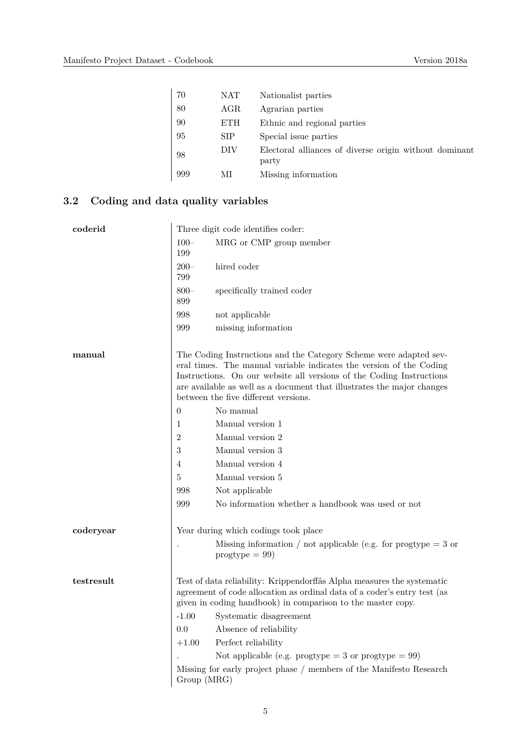| | | |
|---|---|---|
| 70 | NAT | Nationalist parties |
| 80 | AGR | Agrarian parties |
| 90 | ETH | Ethnic and regional parties |
| 95 | SIP | Special issue parties |
| 98 | DIV | Electoral alliances of diverse origin without dominant party |
| 999 | MI | Missing information |

### 3.2 Coding and data quality variables

**coderid**

Three digit code identifies coder:

| | |
|---|---|
| 100–199 | MRG or CMP group member |
| 200–799 | hired coder |
| 800–899 | specifically trained coder |
| 998 | not applicable |
| 999 | missing information |

**manual**

The Coding Instructions and the Category Scheme were adapted several times. The manual variable indicates the version of the Coding Instructions. On our website all versions of the Coding Instructions are available as well as a document that illustrates the major changes between the five different versions.

| | |
|---|---|
| 0 | No manual |
| 1 | Manual version 1 |
| 2 | Manual version 2 |
| 3 | Manual version 3 |
| 4 | Manual version 4 |
| 5 | Manual version 5 |
| 998 | Not applicable |
| 999 | No information whether a handbook was used or not |

**coderyear**

Year during which codings took place

| | |
|---|---|
| . | Missing information / not applicable (e.g. for progtype = 3 or progtype = 99) |

**testresult**

Test of data reliability: Krippendorffâs Alpha measures the systematic agreement of code allocation as ordinal data of a coder's entry test (as given in coding handbook) in comparison to the master copy.

| | |
|---|---|
| -1.00 | Systematic disagreement |
| 0.0 | Absence of reliability |
| +1.00 | Perfect reliability |
| . | Not applicable (e.g. progtype = 3 or progtype = 99) |

Missing for early project phase / members of the Manifesto Research Group (MRG)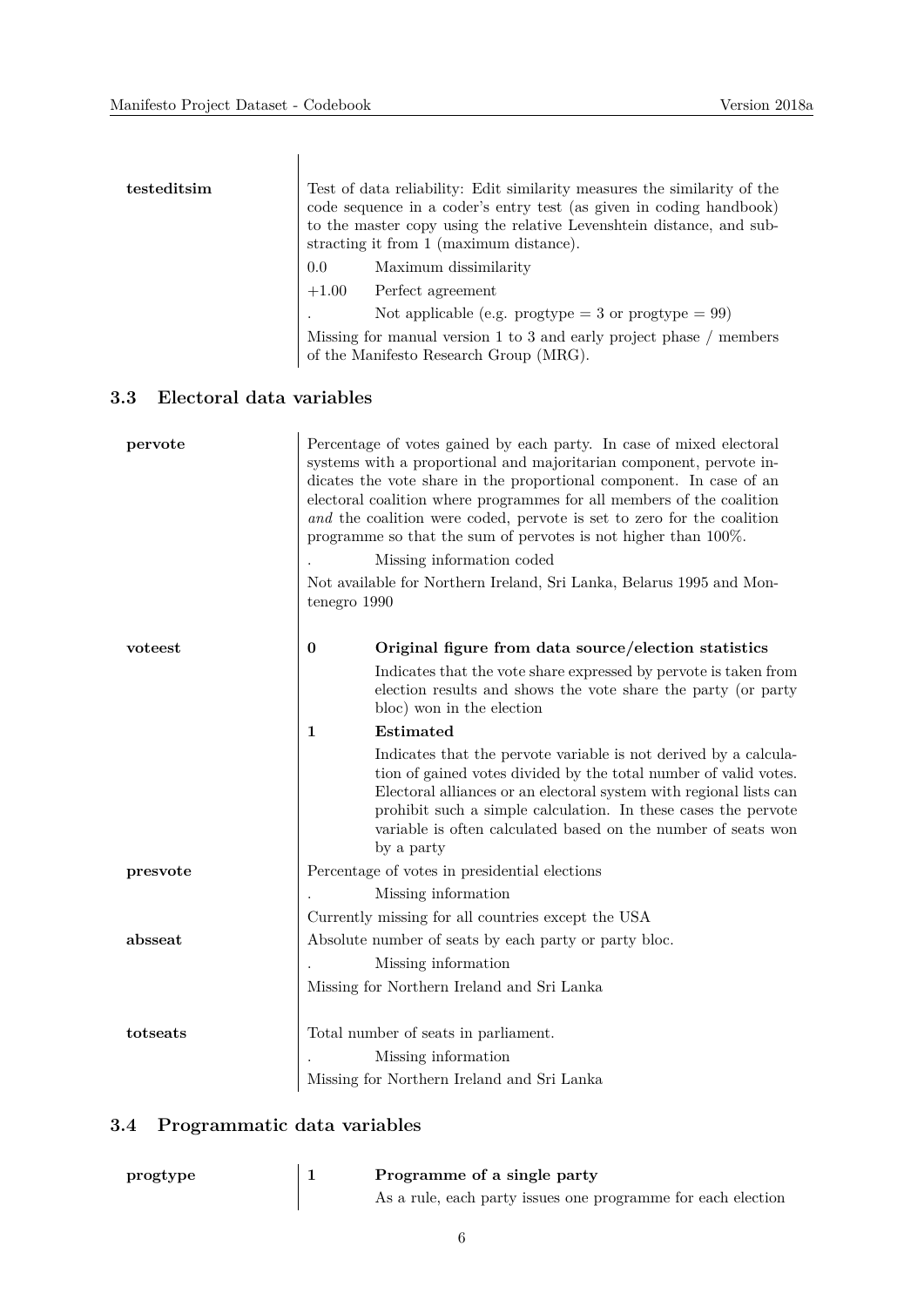**testeditsim**

Test of data reliability: Edit similarity measures the similarity of the code sequence in a coder's entry test (as given in coding handbook) to the master copy using the relative Levenshtein distance, and substracting it from 1 (maximum distance).

| | |
|---|---|
| 0.0 | Maximum dissimilarity |
| +1.00 | Perfect agreement |
| . | Not applicable (e.g. progtype = 3 or progtype = 99) |

Missing for manual version 1 to 3 and early project phase / members of the Manifesto Research Group (MRG).

## 3.3 Electoral data variables

**pervote**

Percentage of votes gained by each party. In case of mixed electoral systems with a proportional and majoritarian component, pervote indicates the vote share in the proportional component. In case of an electoral coalition where programmes for all members of the coalition *and* the coalition were coded, pervote is set to zero for the coalition programme so that the sum of pervotes is not higher than 100%.

| | |
|---|---|
| . | Missing information coded |

Not available for Northern Ireland, Sri Lanka, Belarus 1995 and Montenegro 1990

**voteest**

**0** **Original figure from data source/election statistics**

Indicates that the vote share expressed by pervote is taken from election results and shows the vote share the party (or party bloc) won in the election

**1** **Estimated**

Indicates that the pervote variable is not derived by a calculation of gained votes divided by the total number of valid votes. Electoral alliances or an electoral system with regional lists can prohibit such a simple calculation. In these cases the pervote variable is often calculated based on the number of seats won by a party

**presvote**

Percentage of votes in presidential elections

| | |
|---|---|
| . | Missing information |

Currently missing for all countries except the USA

**absseat**

Absolute number of seats by each party or party bloc.

| | |
|---|---|
| . | Missing information |

Missing for Northern Ireland and Sri Lanka

**totseats**

Total number of seats in parliament.

| | |
|---|---|
| . | Missing information |

Missing for Northern Ireland and Sri Lanka

## 3.4 Programmatic data variables

**progtype**

**1** **Programme of a single party**

As a rule, each party issues one programme for each election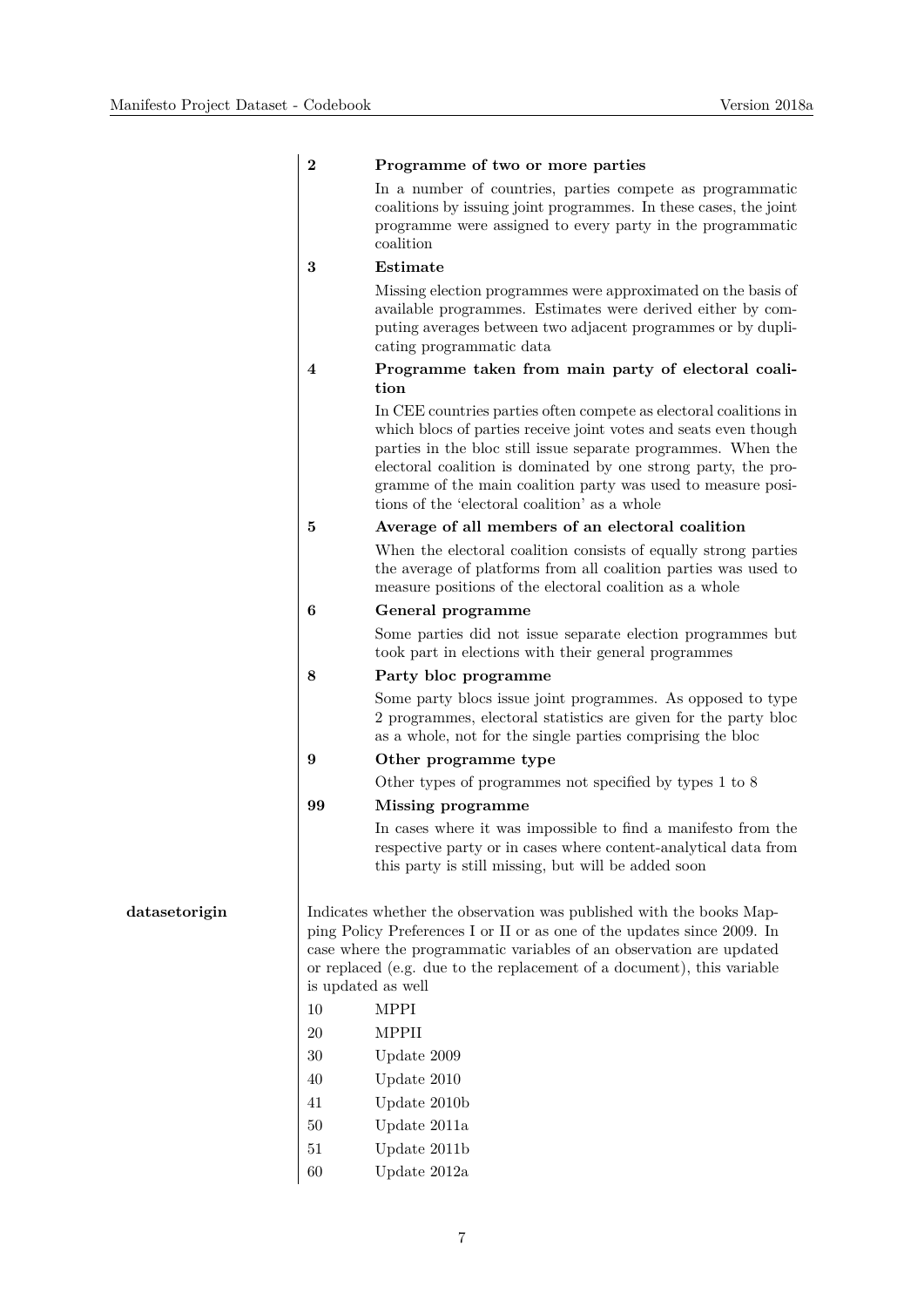**2** **Programme of two or more parties**

In a number of countries, parties compete as programmatic coalitions by issuing joint programmes. In these cases, the joint programme were assigned to every party in the programmatic coalition

**3** **Estimate**

Missing election programmes were approximated on the basis of available programmes. Estimates were derived either by computing averages between two adjacent programmes or by duplicating programmatic data

**4** **Programme taken from main party of electoral coalition**

In CEE countries parties often compete as electoral coalitions in which blocs of parties receive joint votes and seats even though parties in the bloc still issue separate programmes. When the electoral coalition is dominated by one strong party, the programme of the main coalition party was used to measure positions of the 'electoral coalition' as a whole

**5** **Average of all members of an electoral coalition**

When the electoral coalition consists of equally strong parties the average of platforms from all coalition parties was used to measure positions of the electoral coalition as a whole

**6** **General programme**

Some parties did not issue separate election programmes but took part in elections with their general programmes

**8** **Party bloc programme**

Some party blocs issue joint programmes. As opposed to type 2 programmes, electoral statistics are given for the party bloc as a whole, not for the single parties comprising the bloc

**9** **Other programme type**

Other types of programmes not specified by types 1 to 8

**99** **Missing programme**

In cases where it was impossible to find a manifesto from the respective party or in cases where content-analytical data from this party is still missing, but will be added soon

**datasetorigin**

Indicates whether the observation was published with the books Mapping Policy Preferences I or II or as one of the updates since 2009. In case where the programmatic variables of an observation are updated or replaced (e.g. due to the replacement of a document), this variable is updated as well

- 10 MPPI
- 20 MPPII
- 30 Update 2009
- 40 Update 2010
- 41 Update 2010b
- 50 Update 2011a
- 51 Update 2011b
- 60 Update 2012a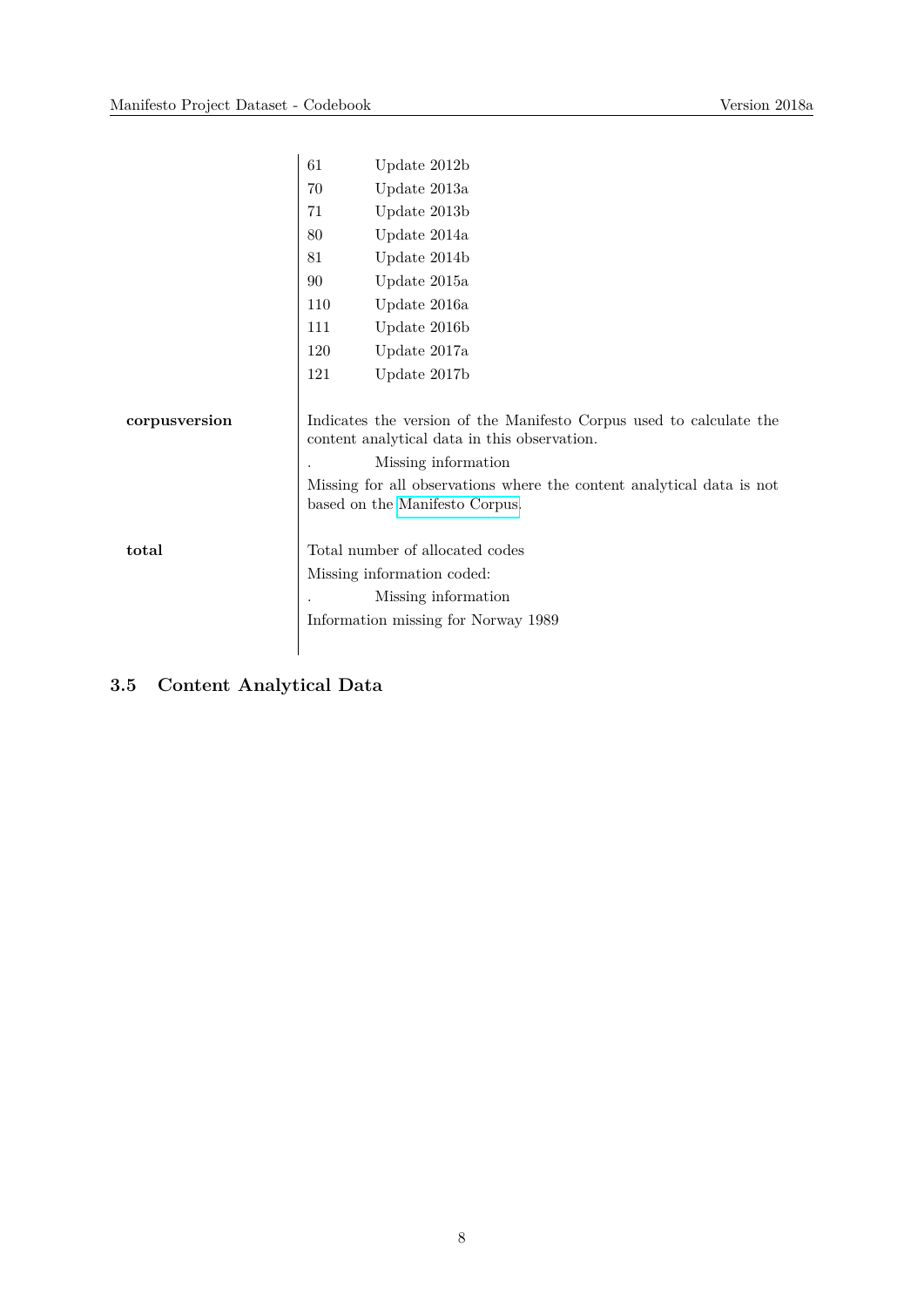| Variable | Description |
| --- | --- |
| | 61 Update 2012b |
| | 70 Update 2013a |
| | 71 Update 2013b |
| | 80 Update 2014a |
| | 81 Update 2014b |
| | 90 Update 2015a |
| | 110 Update 2016a |
| | 111 Update 2016b |
| | 120 Update 2017a |
| | 121 Update 2017b |
| **corpusversion** | Indicates the version of the Manifesto Corpus used to calculate the content analytical data in this observation. |
| | . Missing information |
| | Missing for all observations where the content analytical data is not based on the Manifesto Corpus. |
| **total** | Total number of allocated codes |
| | Missing information coded: |
| | . Missing information |
| | Information missing for Norway 1989 |

## 3.5 Content Analytical Data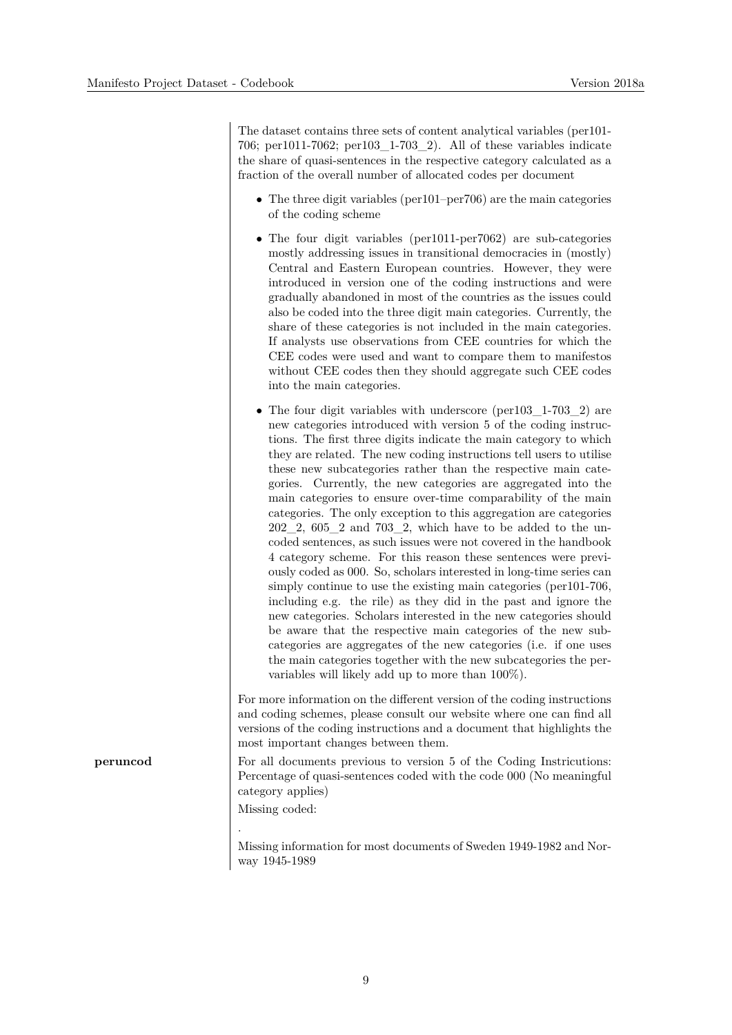The dataset contains three sets of content analytical variables (per101-706; per1011-7062; per103_1-703_2). All of these variables indicate the share of quasi-sentences in the respective category calculated as a fraction of the overall number of allocated codes per document

- The three digit variables (per101–per706) are the main categories of the coding scheme
- The four digit variables (per1011-per7062) are sub-categories mostly addressing issues in transitional democracies in (mostly) Central and Eastern European countries. However, they were introduced in version one of the coding instructions and were gradually abandoned in most of the countries as the issues could also be coded into the three digit main categories. Currently, the share of these categories is not included in the main categories. If analysts use observations from CEE countries for which the CEE codes were used and want to compare them to manifestos without CEE codes then they should aggregate such CEE codes into the main categories.
- The four digit variables with underscore (per103_1-703_2) are new categories introduced with version 5 of the coding instructions. The first three digits indicate the main category to which they are related. The new coding instructions tell users to utilise these new subcategories rather than the respective main categories. Currently, the new categories are aggregated into the main categories to ensure over-time comparability of the main categories. The only exception to this aggregation are categories 202_2, 605_2 and 703_2, which have to be added to the uncoded sentences, as such issues were not covered in the handbook 4 category scheme. For this reason these sentences were previously coded as 000. So, scholars interested in long-time series can simply continue to use the existing main categories (per101-706, including e.g. the rile) as they did in the past and ignore the new categories. Scholars interested in the new categories should be aware that the respective main categories of the new subcategories are aggregates of the new categories (i.e. if one uses the main categories together with the new subcategories the per-variables will likely add up to more than 100%).

For more information on the different version of the coding instructions and coding schemes, please consult our website where one can find all versions of the coding instructions and a document that highlights the most important changes between them.

**peruncod**

For all documents previous to version 5 of the Coding Instricutions: Percentage of quasi-sentences coded with the code 000 (No meaningful category applies)

Missing coded:

.

Missing information for most documents of Sweden 1949-1982 and Norway 1945-1989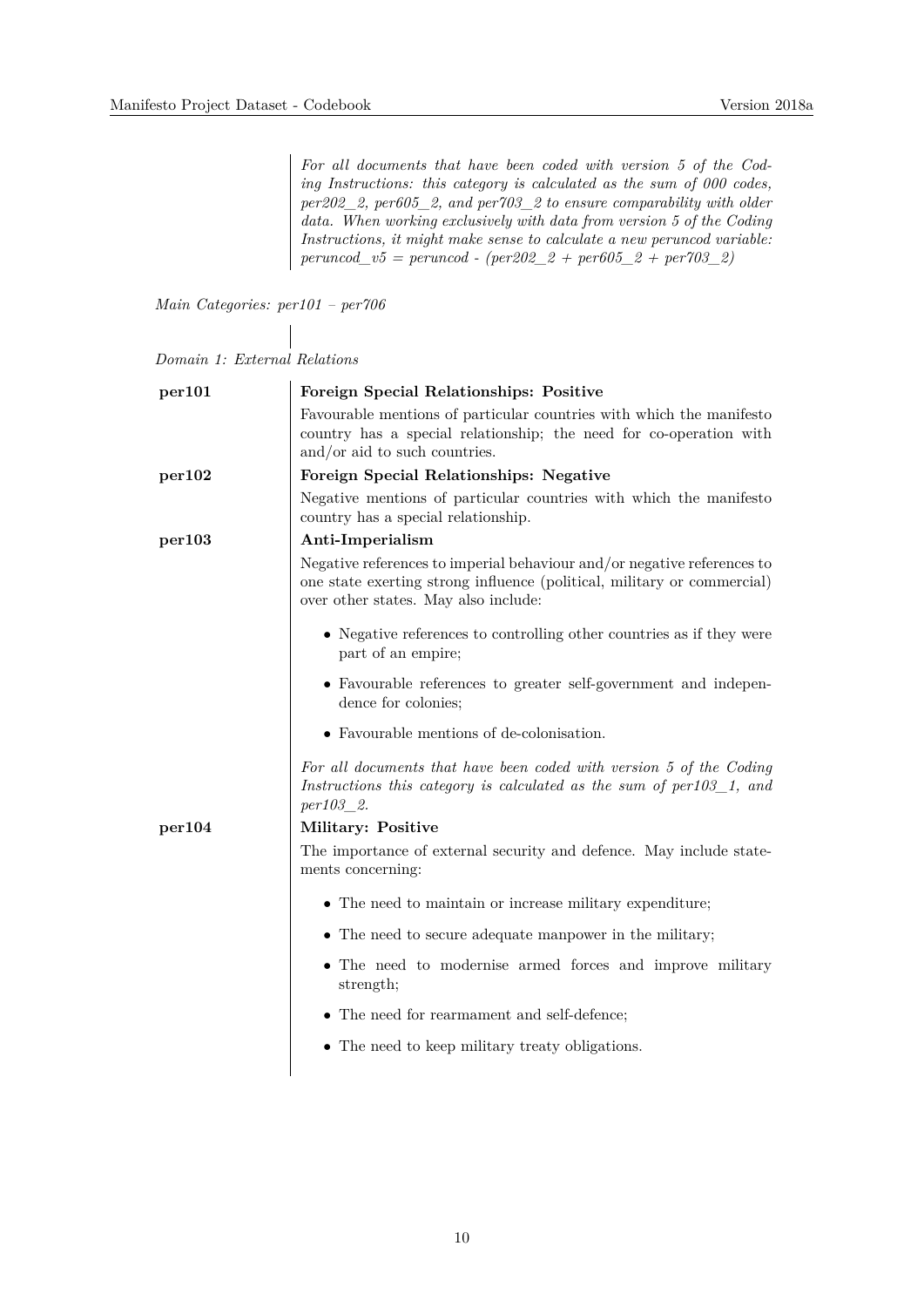*For all documents that have been coded with version 5 of the Coding Instructions: this category is calculated as the sum of 000 codes, per202_2, per605_2, and per703_2 to ensure comparability with older data. When working exclusively with data from version 5 of the Coding Instructions, it might make sense to calculate a new peruncod variable: peruncod_v5 = peruncod - (per202_2 + per605_2 + per703_2)*

*Main Categories: per101 – per706*

*Domain 1: External Relations*

**per101** **Foreign Special Relationships: Positive**

Favourable mentions of particular countries with which the manifesto country has a special relationship; the need for co-operation with and/or aid to such countries.

**per102** **Foreign Special Relationships: Negative**

Negative mentions of particular countries with which the manifesto country has a special relationship.

**per103** **Anti-Imperialism**

Negative references to imperial behaviour and/or negative references to one state exerting strong influence (political, military or commercial) over other states. May also include:

- Negative references to controlling other countries as if they were part of an empire;
- Favourable references to greater self-government and independence for colonies;
- Favourable mentions of de-colonisation.

*For all documents that have been coded with version 5 of the Coding Instructions this category is calculated as the sum of per103_1, and per103_2.*

**per104** **Military: Positive**

The importance of external security and defence. May include statements concerning:

- The need to maintain or increase military expenditure;
- The need to secure adequate manpower in the military;
- The need to modernise armed forces and improve military strength;
- The need for rearmament and self-defence;
- The need to keep military treaty obligations.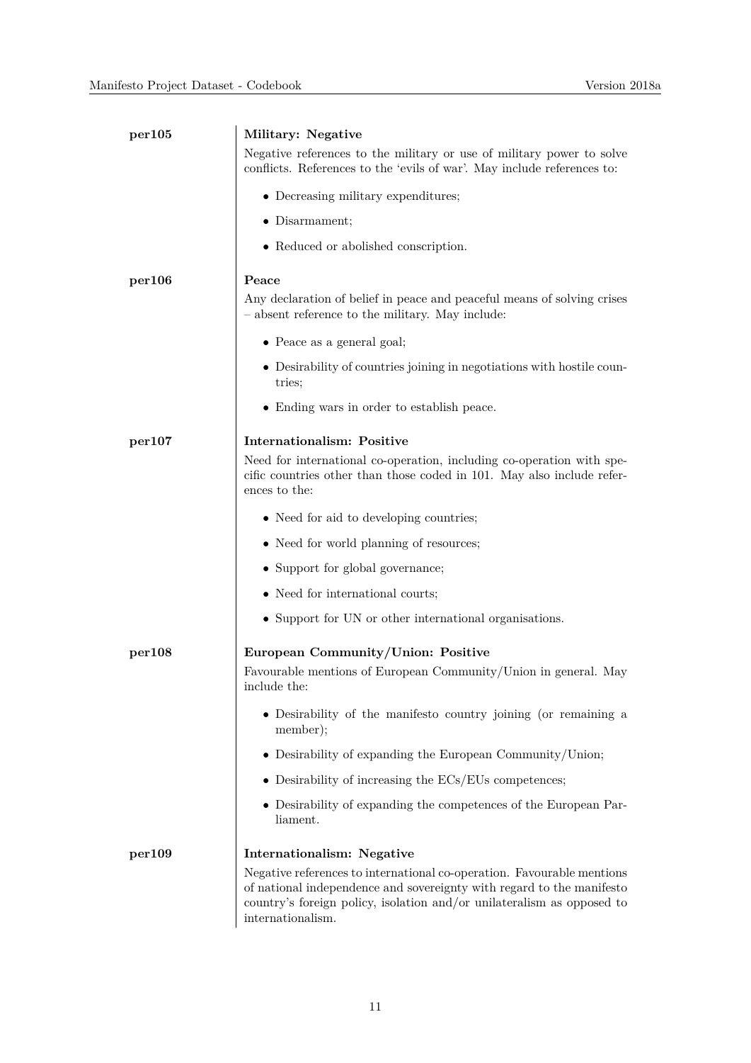**per105** **Military: Negative**

Negative references to the military or use of military power to solve conflicts. References to the 'evils of war'. May include references to:

- Decreasing military expenditures;
- Disarmament;
- Reduced or abolished conscription.

**per106** **Peace**

Any declaration of belief in peace and peaceful means of solving crises – absent reference to the military. May include:

- Peace as a general goal;
- Desirability of countries joining in negotiations with hostile countries;
- Ending wars in order to establish peace.

**per107** **Internationalism: Positive**

Need for international co-operation, including co-operation with specific countries other than those coded in 101. May also include references to the:

- Need for aid to developing countries;
- Need for world planning of resources;
- Support for global governance;
- Need for international courts;
- Support for UN or other international organisations.

**per108** **European Community/Union: Positive**

Favourable mentions of European Community/Union in general. May include the:

- Desirability of the manifesto country joining (or remaining a member);
- Desirability of expanding the European Community/Union;
- Desirability of increasing the ECs/EUs competences;
- Desirability of expanding the competences of the European Parliament.

**per109** **Internationalism: Negative**

Negative references to international co-operation. Favourable mentions of national independence and sovereignty with regard to the manifesto country's foreign policy, isolation and/or unilateralism as opposed to internationalism.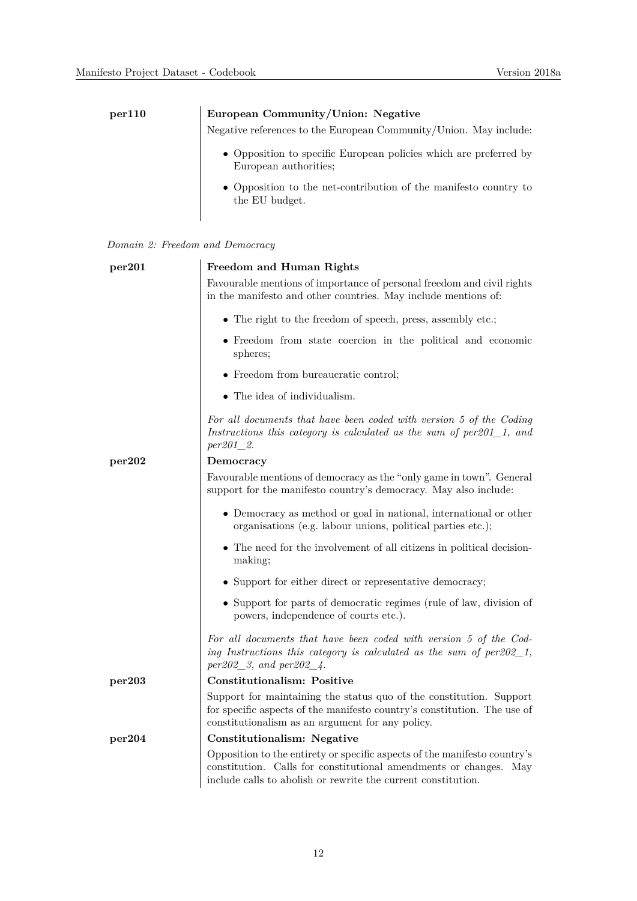**per110**

**European Community/Union: Negative**

Negative references to the European Community/Union. May include:

- Opposition to specific European policies which are preferred by European authorities;
- Opposition to the net-contribution of the manifesto country to the EU budget.

*Domain 2: Freedom and Democracy*

**per201**

**Freedom and Human Rights**

Favourable mentions of importance of personal freedom and civil rights in the manifesto and other countries. May include mentions of:

- The right to the freedom of speech, press, assembly etc.;
- Freedom from state coercion in the political and economic spheres;
- Freedom from bureaucratic control;
- The idea of individualism.

*For all documents that have been coded with version 5 of the Coding Instructions this category is calculated as the sum of per201_1, and per201_2.*

**per202**

**Democracy**

Favourable mentions of democracy as the "only game in town". General support for the manifesto country's democracy. May also include:

- Democracy as method or goal in national, international or other organisations (e.g. labour unions, political parties etc.);
- The need for the involvement of all citizens in political decision-making;
- Support for either direct or representative democracy;
- Support for parts of democratic regimes (rule of law, division of powers, independence of courts etc.).

*For all documents that have been coded with version 5 of the Coding Instructions this category is calculated as the sum of per202_1, per202_3, and per202_4.*

**per203**

**Constitutionalism: Positive**

Support for maintaining the status quo of the constitution. Support for specific aspects of the manifesto country's constitution. The use of constitutionalism as an argument for any policy.

**per204**

**Constitutionalism: Negative**

Opposition to the entirety or specific aspects of the manifesto country's constitution. Calls for constitutional amendments or changes. May include calls to abolish or rewrite the current constitution.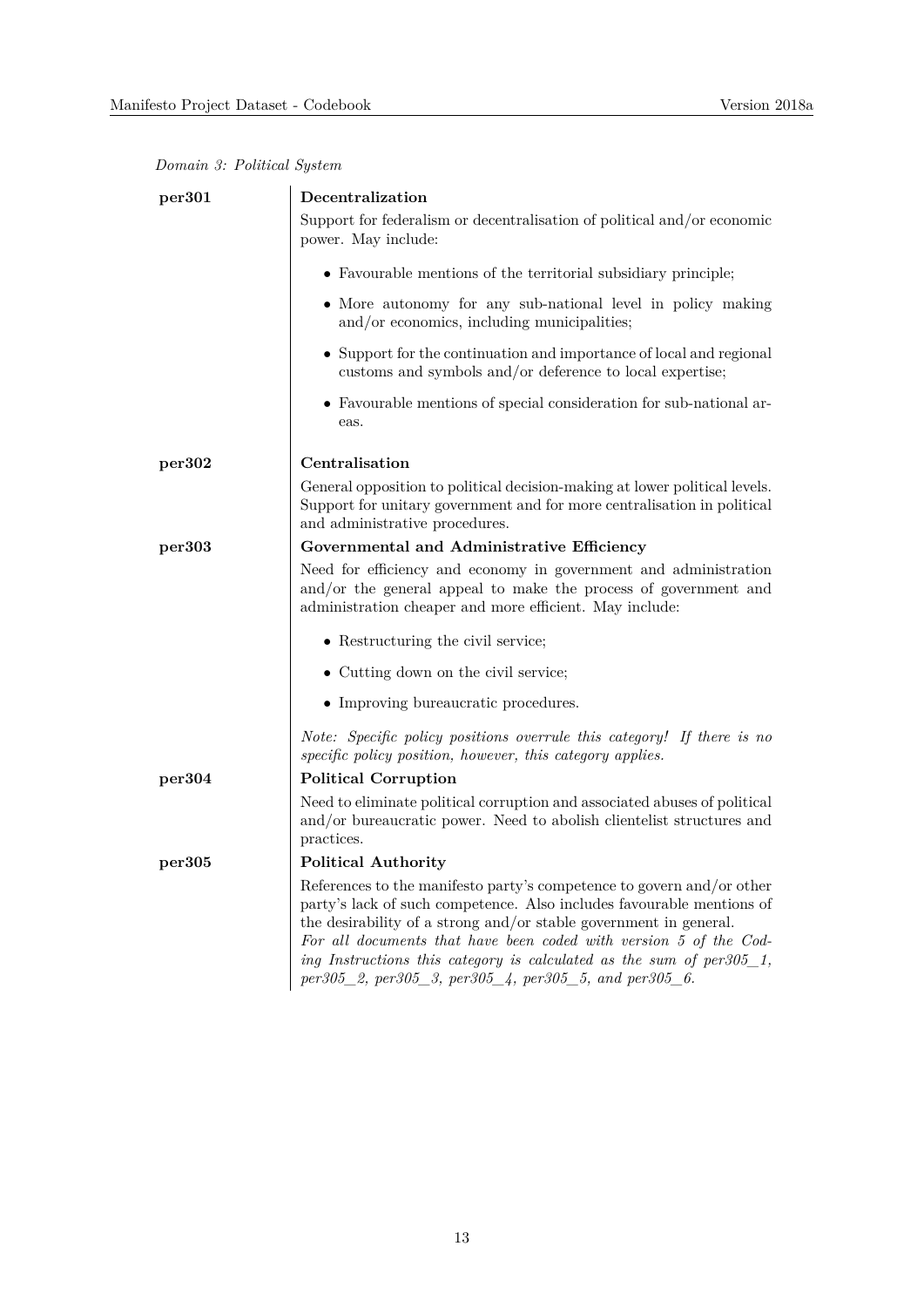*Domain 3: Political System*

**per301** — **Decentralization**

Support for federalism or decentralisation of political and/or economic power. May include:

- Favourable mentions of the territorial subsidiary principle;
- More autonomy for any sub-national level in policy making and/or economics, including municipalities;
- Support for the continuation and importance of local and regional customs and symbols and/or deference to local expertise;
- Favourable mentions of special consideration for sub-national areas.

**per302** — **Centralisation**

General opposition to political decision-making at lower political levels. Support for unitary government and for more centralisation in political and administrative procedures.

**per303** — **Governmental and Administrative Efficiency**

Need for efficiency and economy in government and administration and/or the general appeal to make the process of government and administration cheaper and more efficient. May include:

- Restructuring the civil service;
- Cutting down on the civil service;
- Improving bureaucratic procedures.

*Note: Specific policy positions overrule this category! If there is no specific policy position, however, this category applies.*

**per304** — **Political Corruption**

Need to eliminate political corruption and associated abuses of political and/or bureaucratic power. Need to abolish clientelist structures and practices.

**per305** — **Political Authority**

References to the manifesto party's competence to govern and/or other party's lack of such competence. Also includes favourable mentions of the desirability of a strong and/or stable government in general.
*For all documents that have been coded with version 5 of the Coding Instructions this category is calculated as the sum of per305_1, per305_2, per305_3, per305_4, per305_5, and per305_6.*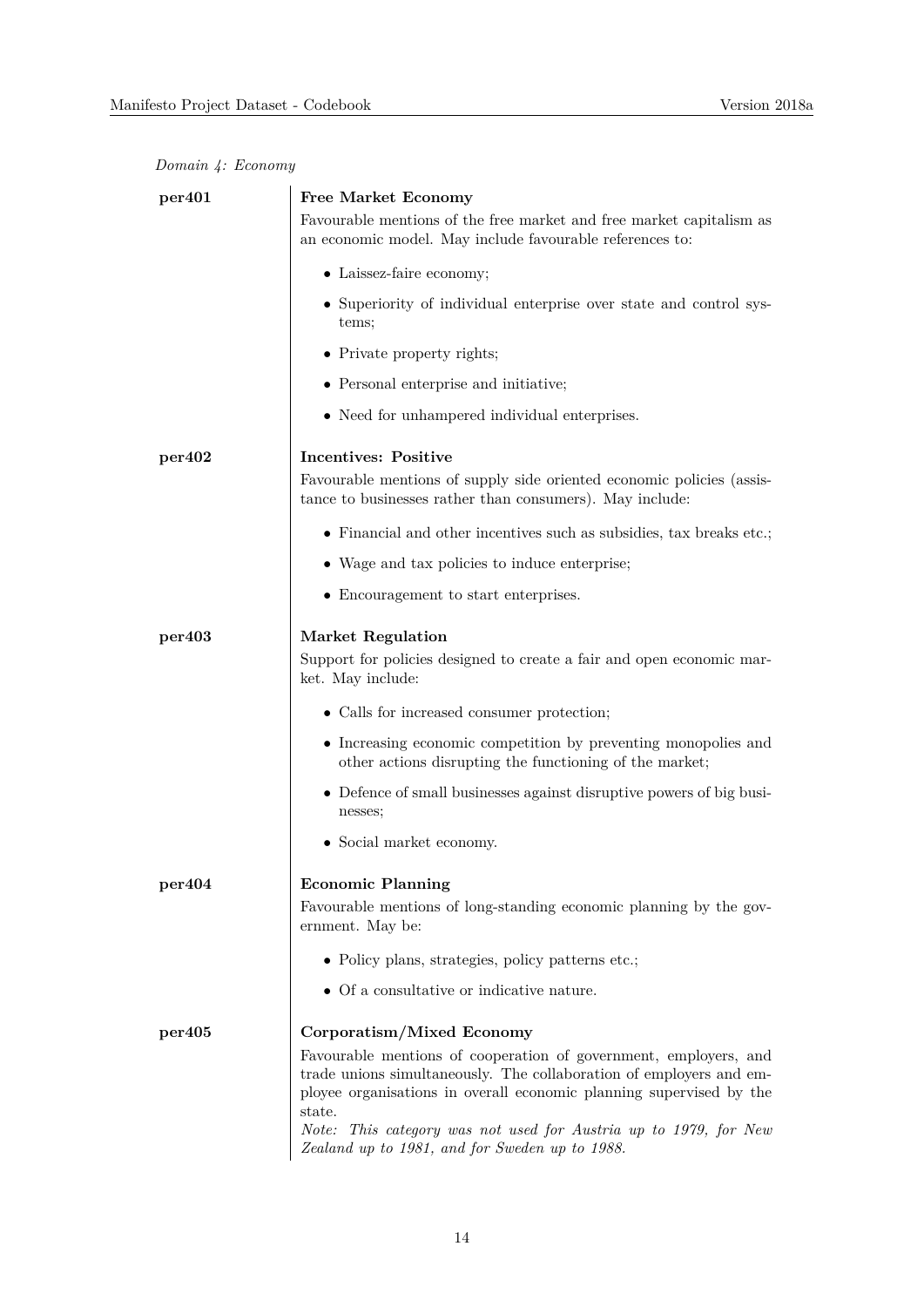*Domain 4: Economy*

**per401** **Free Market Economy**

Favourable mentions of the free market and free market capitalism as an economic model. May include favourable references to:

- Laissez-faire economy;
- Superiority of individual enterprise over state and control systems;
- Private property rights;
- Personal enterprise and initiative;
- Need for unhampered individual enterprises.

**per402** **Incentives: Positive**

Favourable mentions of supply side oriented economic policies (assistance to businesses rather than consumers). May include:

- Financial and other incentives such as subsidies, tax breaks etc.;
- Wage and tax policies to induce enterprise;
- Encouragement to start enterprises.

**per403** **Market Regulation**

Support for policies designed to create a fair and open economic market. May include:

- Calls for increased consumer protection;
- Increasing economic competition by preventing monopolies and other actions disrupting the functioning of the market;
- Defence of small businesses against disruptive powers of big businesses;
- Social market economy.

**per404** **Economic Planning**

Favourable mentions of long-standing economic planning by the government. May be:

- Policy plans, strategies, policy patterns etc.;
- Of a consultative or indicative nature.

**per405** **Corporatism/Mixed Economy**

Favourable mentions of cooperation of government, employers, and trade unions simultaneously. The collaboration of employers and employee organisations in overall economic planning supervised by the state.

*Note: This category was not used for Austria up to 1979, for New Zealand up to 1981, and for Sweden up to 1988.*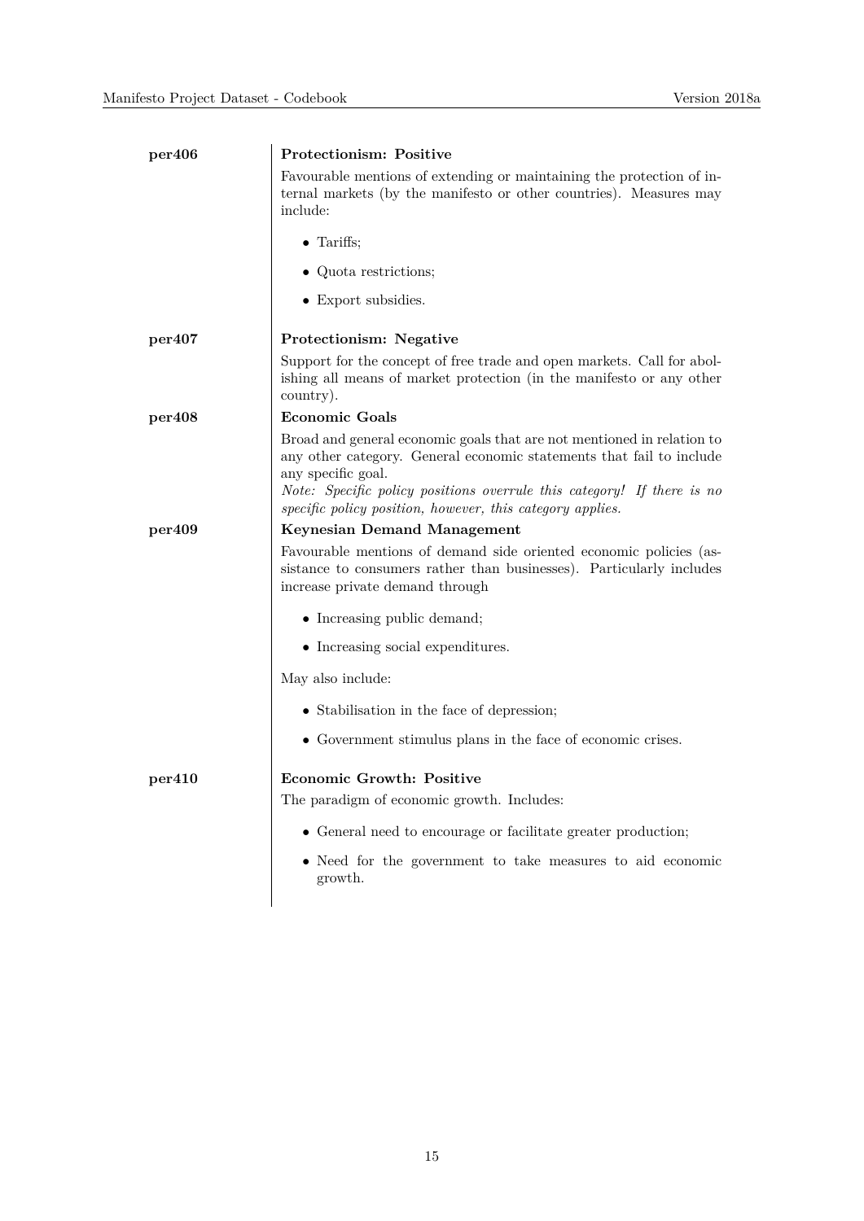**per406** **Protectionism: Positive**

Favourable mentions of extending or maintaining the protection of internal markets (by the manifesto or other countries). Measures may include:

- Tariffs;
- Quota restrictions;
- Export subsidies.

**per407** **Protectionism: Negative**

Support for the concept of free trade and open markets. Call for abolishing all means of market protection (in the manifesto or any other country).

**per408** **Economic Goals**

Broad and general economic goals that are not mentioned in relation to any other category. General economic statements that fail to include any specific goal.

*Note: Specific policy positions overrule this category! If there is no specific policy position, however, this category applies.*

**per409** **Keynesian Demand Management**

Favourable mentions of demand side oriented economic policies (assistance to consumers rather than businesses). Particularly includes increase private demand through

- Increasing public demand;
- Increasing social expenditures.

May also include:

- Stabilisation in the face of depression;
- Government stimulus plans in the face of economic crises.

**per410** **Economic Growth: Positive**

The paradigm of economic growth. Includes:

- General need to encourage or facilitate greater production;
- Need for the government to take measures to aid economic growth.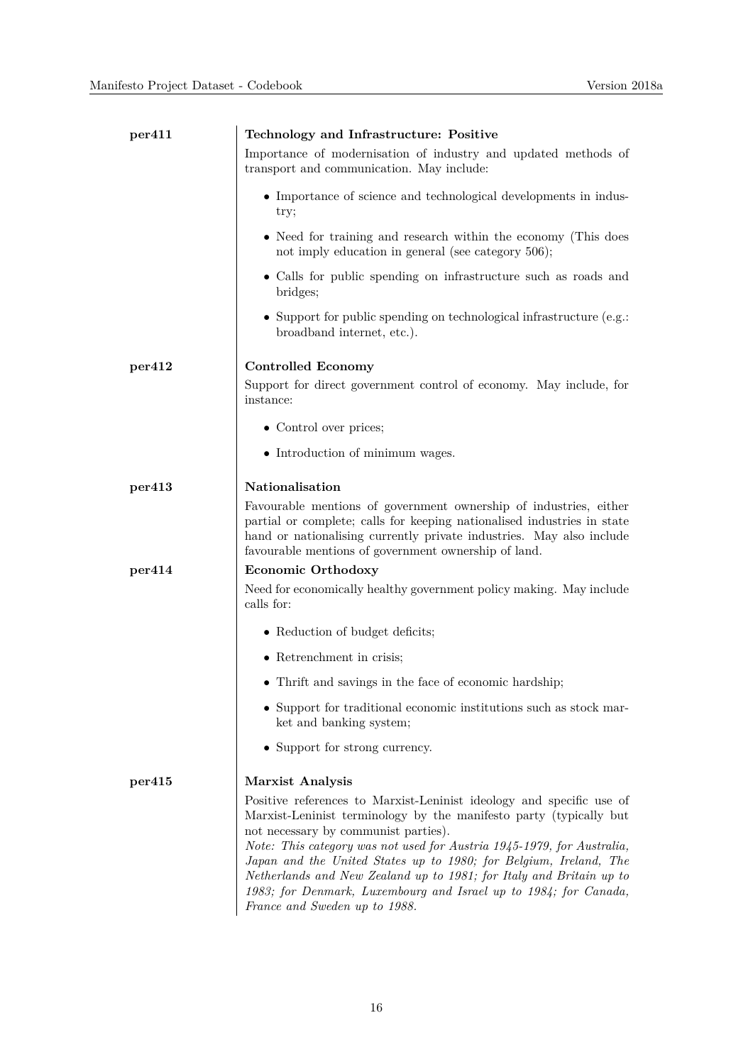**per411**

**Technology and Infrastructure: Positive**

Importance of modernisation of industry and updated methods of transport and communication. May include:

- Importance of science and technological developments in industry;
- Need for training and research within the economy (This does not imply education in general (see category 506);
- Calls for public spending on infrastructure such as roads and bridges;
- Support for public spending on technological infrastructure (e.g.: broadband internet, etc.).

**per412**

**Controlled Economy**

Support for direct government control of economy. May include, for instance:

- Control over prices;
- Introduction of minimum wages.

**per413**

**Nationalisation**

Favourable mentions of government ownership of industries, either partial or complete; calls for keeping nationalised industries in state hand or nationalising currently private industries. May also include favourable mentions of government ownership of land.

**per414**

**Economic Orthodoxy**

Need for economically healthy government policy making. May include calls for:

- Reduction of budget deficits;
- Retrenchment in crisis;
- Thrift and savings in the face of economic hardship;
- Support for traditional economic institutions such as stock market and banking system;
- Support for strong currency.

**per415**

**Marxist Analysis**

Positive references to Marxist-Leninist ideology and specific use of Marxist-Leninist terminology by the manifesto party (typically but not necessary by communist parties).

*Note: This category was not used for Austria 1945-1979, for Australia, Japan and the United States up to 1980; for Belgium, Ireland, The Netherlands and New Zealand up to 1981; for Italy and Britain up to 1983; for Denmark, Luxembourg and Israel up to 1984; for Canada, France and Sweden up to 1988.*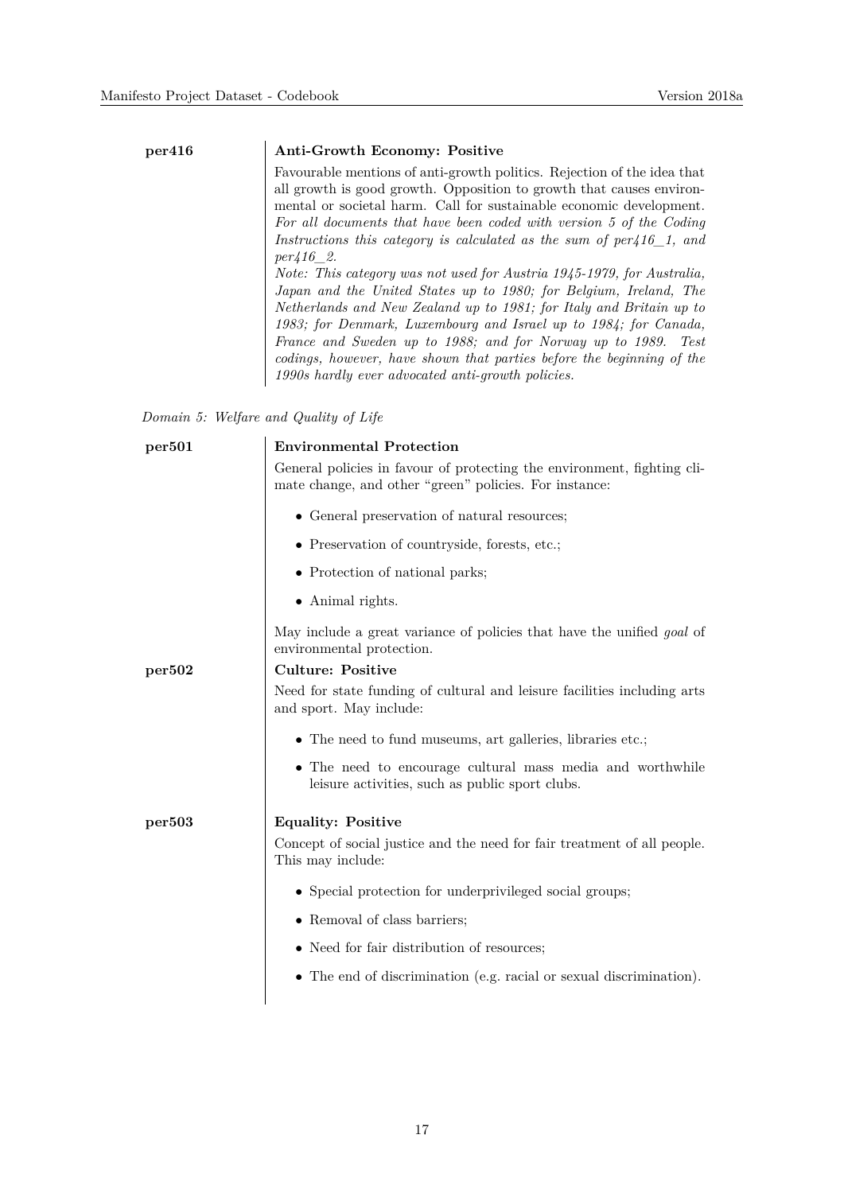**per416** **Anti-Growth Economy: Positive**

Favourable mentions of anti-growth politics. Rejection of the idea that all growth is good growth. Opposition to growth that causes environmental or societal harm. Call for sustainable economic development. *For all documents that have been coded with version 5 of the Coding Instructions this category is calculated as the sum of per416_1, and per416_2.*
*Note: This category was not used for Austria 1945-1979, for Australia, Japan and the United States up to 1980; for Belgium, Ireland, The Netherlands and New Zealand up to 1981; for Italy and Britain up to 1983; for Denmark, Luxembourg and Israel up to 1984; for Canada, France and Sweden up to 1988; and for Norway up to 1989. Test codings, however, have shown that parties before the beginning of the 1990s hardly ever advocated anti-growth policies.*

*Domain 5: Welfare and Quality of Life*

**per501** **Environmental Protection**

General policies in favour of protecting the environment, fighting climate change, and other "green" policies. For instance:

- General preservation of natural resources;
- Preservation of countryside, forests, etc.;
- Protection of national parks;
- Animal rights.

May include a great variance of policies that have the unified *goal* of environmental protection.

**per502** **Culture: Positive**

Need for state funding of cultural and leisure facilities including arts and sport. May include:

- The need to fund museums, art galleries, libraries etc.;
- The need to encourage cultural mass media and worthwhile leisure activities, such as public sport clubs.

**per503** **Equality: Positive**

Concept of social justice and the need for fair treatment of all people. This may include:

- Special protection for underprivileged social groups;
- Removal of class barriers;
- Need for fair distribution of resources;
- The end of discrimination (e.g. racial or sexual discrimination).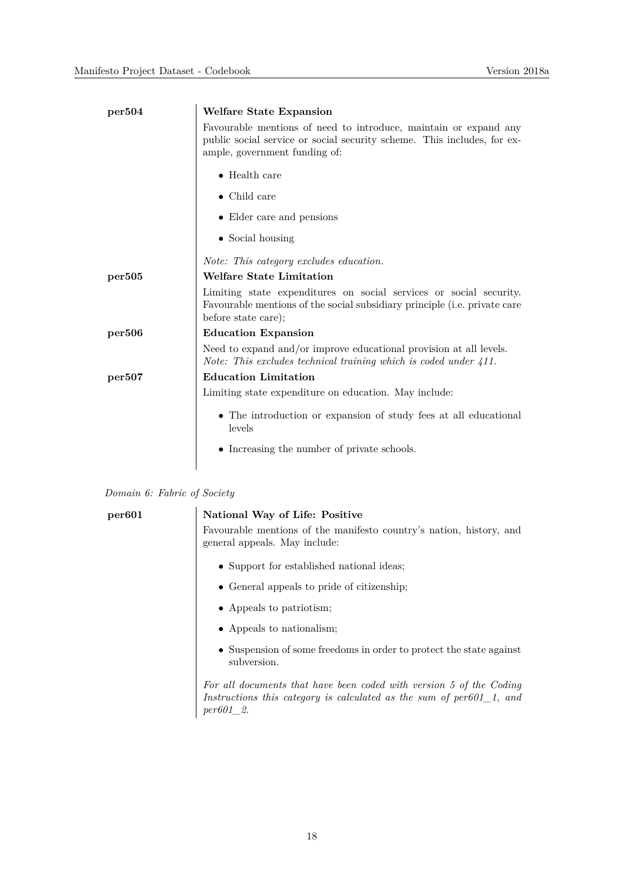**per504** **Welfare State Expansion**

Favourable mentions of need to introduce, maintain or expand any public social service or social security scheme. This includes, for example, government funding of:

- Health care
- Child care
- Elder care and pensions
- Social housing

*Note: This category excludes education.*

**per505** **Welfare State Limitation**

Limiting state expenditures on social services or social security. Favourable mentions of the social subsidiary principle (i.e. private care before state care);

**per506** **Education Expansion**

Need to expand and/or improve educational provision at all levels.
*Note: This excludes technical training which is coded under 411.*

**per507** **Education Limitation**

Limiting state expenditure on education. May include:

- The introduction or expansion of study fees at all educational levels
- Increasing the number of private schools.

*Domain 6: Fabric of Society*

**per601** **National Way of Life: Positive**

Favourable mentions of the manifesto country's nation, history, and general appeals. May include:

- Support for established national ideas;
- General appeals to pride of citizenship;
- Appeals to patriotism;
- Appeals to nationalism;
- Suspension of some freedoms in order to protect the state against subversion.

*For all documents that have been coded with version 5 of the Coding Instructions this category is calculated as the sum of per601_1, and per601_2.*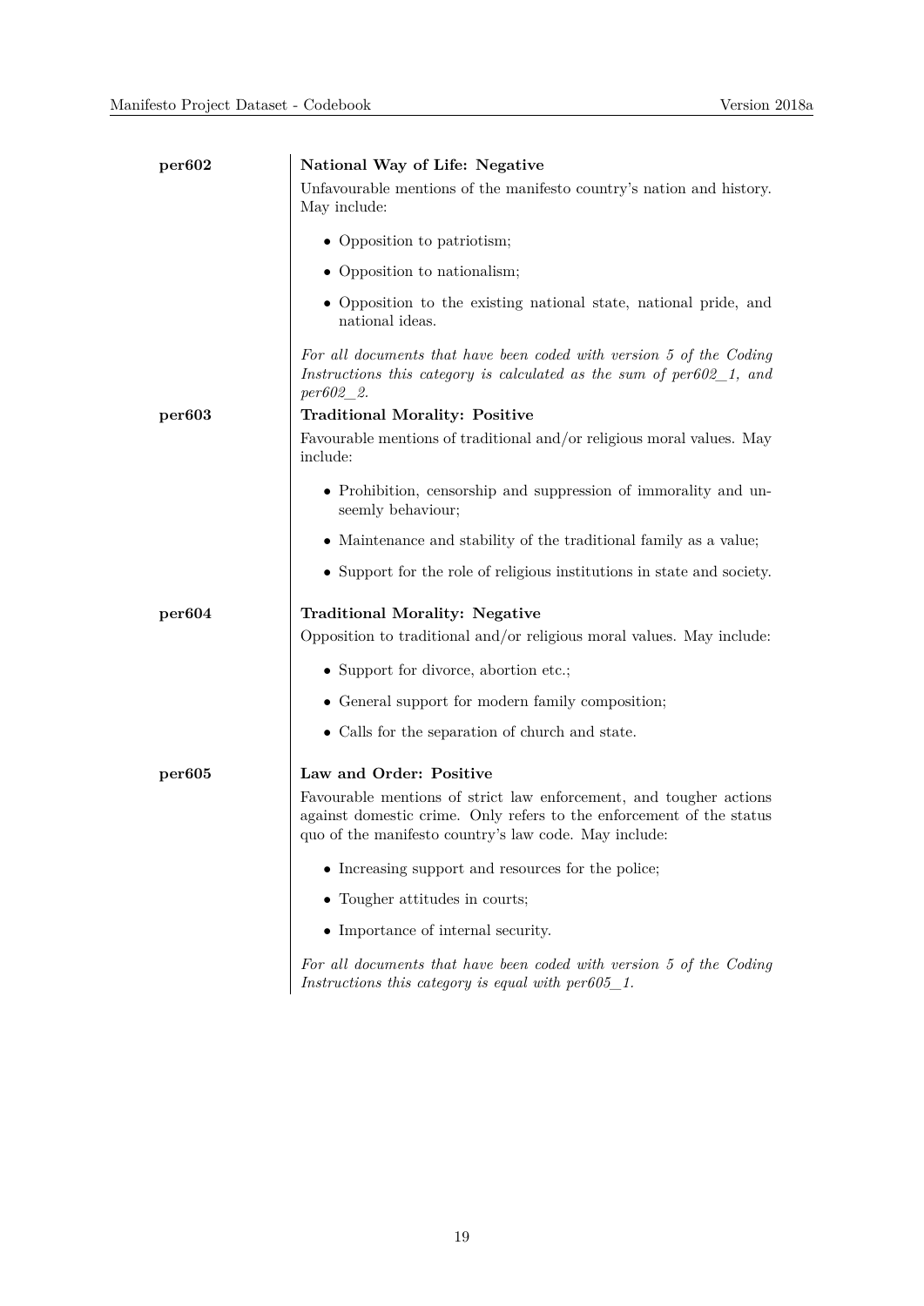**per602** **National Way of Life: Negative**

Unfavourable mentions of the manifesto country's nation and history. May include:

- Opposition to patriotism;
- Opposition to nationalism;
- Opposition to the existing national state, national pride, and national ideas.

*For all documents that have been coded with version 5 of the Coding Instructions this category is calculated as the sum of per602_1, and per602_2.*

**per603** **Traditional Morality: Positive**

Favourable mentions of traditional and/or religious moral values. May include:

- Prohibition, censorship and suppression of immorality and unseemly behaviour;
- Maintenance and stability of the traditional family as a value;
- Support for the role of religious institutions in state and society.

**per604** **Traditional Morality: Negative**

Opposition to traditional and/or religious moral values. May include:

- Support for divorce, abortion etc.;
- General support for modern family composition;
- Calls for the separation of church and state.

**per605** **Law and Order: Positive**

Favourable mentions of strict law enforcement, and tougher actions against domestic crime. Only refers to the enforcement of the status quo of the manifesto country's law code. May include:

- Increasing support and resources for the police;
- Tougher attitudes in courts;
- Importance of internal security.

*For all documents that have been coded with version 5 of the Coding Instructions this category is equal with per605_1.*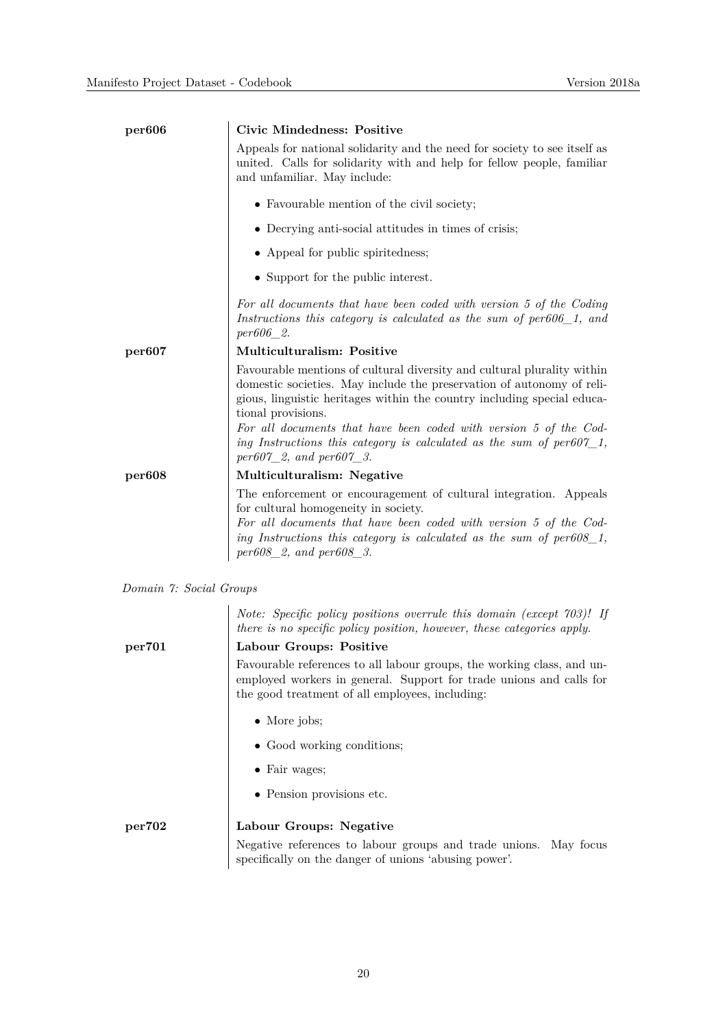**per606** **Civic Mindedness: Positive**

Appeals for national solidarity and the need for society to see itself as united. Calls for solidarity with and help for fellow people, familiar and unfamiliar. May include:

- Favourable mention of the civil society;
- Decrying anti-social attitudes in times of crisis;
- Appeal for public spiritedness;
- Support for the public interest.

*For all documents that have been coded with version 5 of the Coding Instructions this category is calculated as the sum of per606_1, and per606_2.*

**per607** **Multiculturalism: Positive**

Favourable mentions of cultural diversity and cultural plurality within domestic societies. May include the preservation of autonomy of religious, linguistic heritages within the country including special educational provisions.
*For all documents that have been coded with version 5 of the Coding Instructions this category is calculated as the sum of per607_1, per607_2, and per607_3.*

**per608** **Multiculturalism: Negative**

The enforcement or encouragement of cultural integration. Appeals for cultural homogeneity in society.
*For all documents that have been coded with version 5 of the Coding Instructions this category is calculated as the sum of per608_1, per608_2, and per608_3.*

*Domain 7: Social Groups*

*Note: Specific policy positions overrule this domain (except 703)! If there is no specific policy position, however, these categories apply.*

**per701** **Labour Groups: Positive**

Favourable references to all labour groups, the working class, and unemployed workers in general. Support for trade unions and calls for the good treatment of all employees, including:

- More jobs;
- Good working conditions;
- Fair wages;
- Pension provisions etc.

**per702** **Labour Groups: Negative**

Negative references to labour groups and trade unions. May focus specifically on the danger of unions 'abusing power'.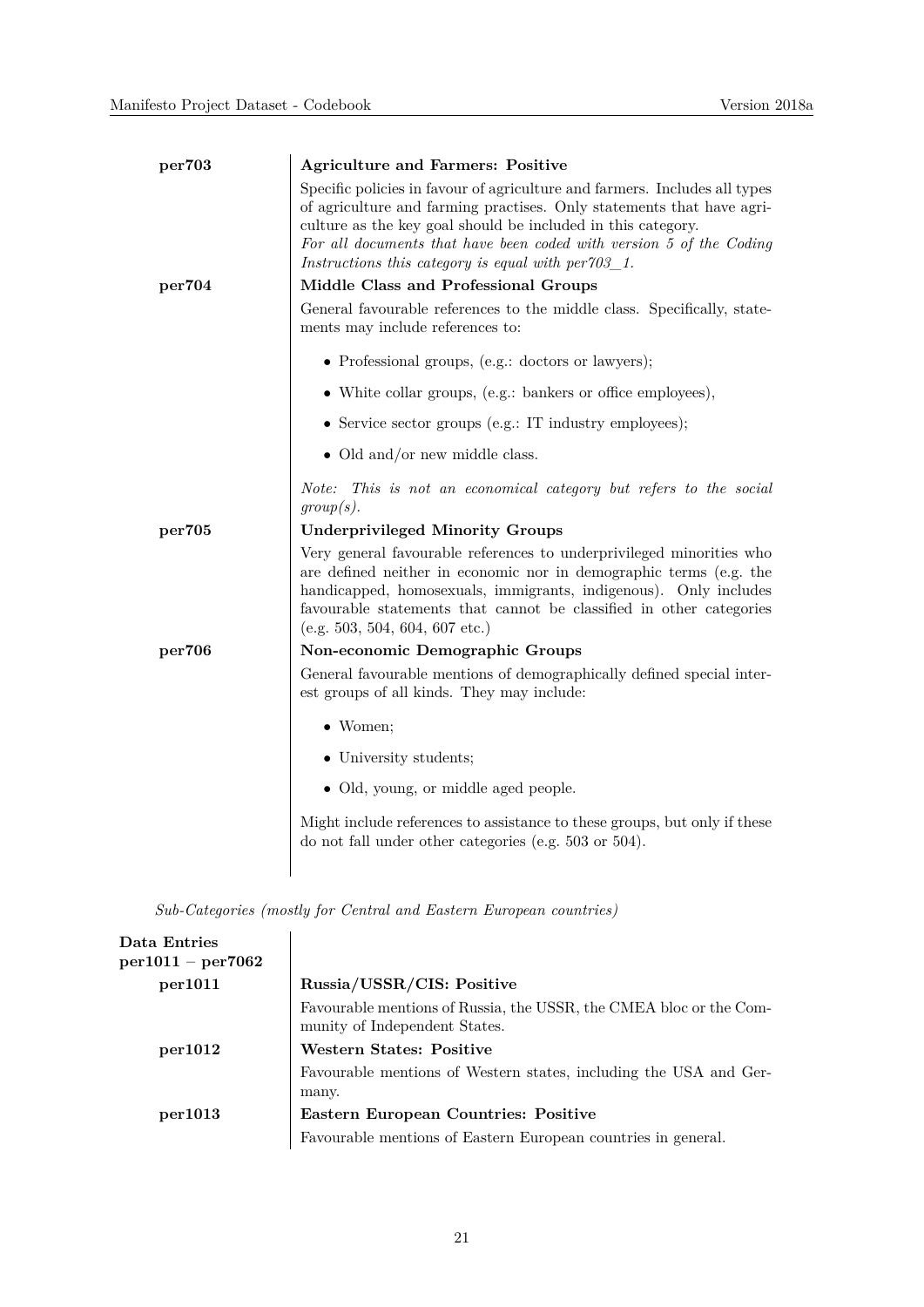**per703** — **Agriculture and Farmers: Positive**

Specific policies in favour of agriculture and farmers. Includes all types of agriculture and farming practises. Only statements that have agriculture as the key goal should be included in this category.
*For all documents that have been coded with version 5 of the Coding Instructions this category is equal with per703_1.*

**per704** — **Middle Class and Professional Groups**

General favourable references to the middle class. Specifically, statements may include references to:

- Professional groups, (e.g.: doctors or lawyers);
- White collar groups, (e.g.: bankers or office employees),
- Service sector groups (e.g.: IT industry employees);
- Old and/or new middle class.

*Note: This is not an economical category but refers to the social group(s).*

**per705** — **Underprivileged Minority Groups**

Very general favourable references to underprivileged minorities who are defined neither in economic nor in demographic terms (e.g. the handicapped, homosexuals, immigrants, indigenous). Only includes favourable statements that cannot be classified in other categories (e.g. 503, 504, 604, 607 etc.)

**per706** — **Non-economic Demographic Groups**

General favourable mentions of demographically defined special interest groups of all kinds. They may include:

- Women;
- University students;
- Old, young, or middle aged people.

Might include references to assistance to these groups, but only if these do not fall under other categories (e.g. 503 or 504).

*Sub-Categories (mostly for Central and Eastern European countries)*

**Data Entries per1011 – per7062**

**per1011** — **Russia/USSR/CIS: Positive**

Favourable mentions of Russia, the USSR, the CMEA bloc or the Community of Independent States.

**per1012** — **Western States: Positive**

Favourable mentions of Western states, including the USA and Germany.

**per1013** — **Eastern European Countries: Positive**

Favourable mentions of Eastern European countries in general.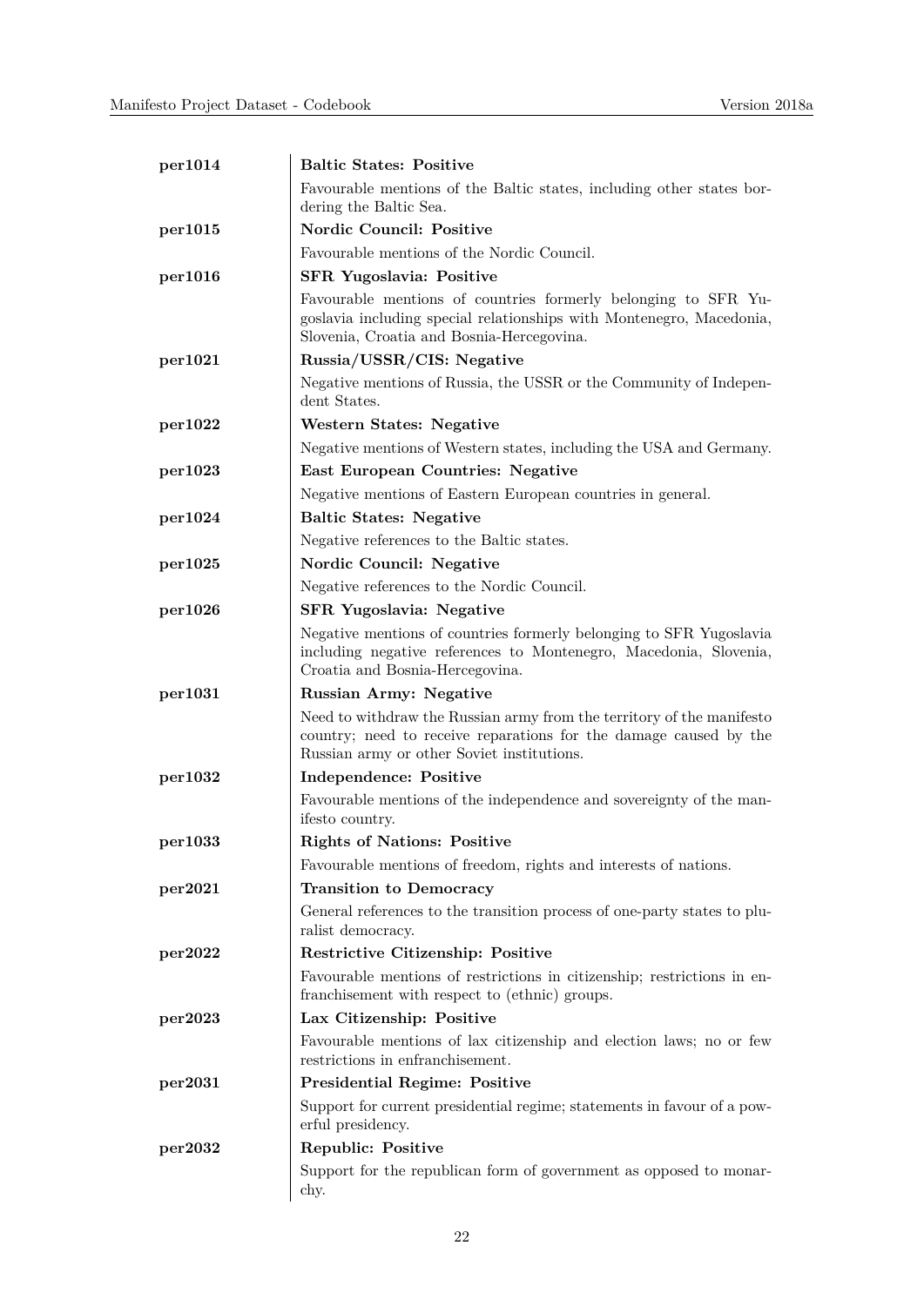| | |
|---|---|
| **per1014** | **Baltic States: Positive** |
| | Favourable mentions of the Baltic states, including other states bordering the Baltic Sea. |
| **per1015** | **Nordic Council: Positive** |
| | Favourable mentions of the Nordic Council. |
| **per1016** | **SFR Yugoslavia: Positive** |
| | Favourable mentions of countries formerly belonging to SFR Yugoslavia including special relationships with Montenegro, Macedonia, Slovenia, Croatia and Bosnia-Hercegovina. |
| **per1021** | **Russia/USSR/CIS: Negative** |
| | Negative mentions of Russia, the USSR or the Community of Independent States. |
| **per1022** | **Western States: Negative** |
| | Negative mentions of Western states, including the USA and Germany. |
| **per1023** | **East European Countries: Negative** |
| | Negative mentions of Eastern European countries in general. |
| **per1024** | **Baltic States: Negative** |
| | Negative references to the Baltic states. |
| **per1025** | **Nordic Council: Negative** |
| | Negative references to the Nordic Council. |
| **per1026** | **SFR Yugoslavia: Negative** |
| | Negative mentions of countries formerly belonging to SFR Yugoslavia including negative references to Montenegro, Macedonia, Slovenia, Croatia and Bosnia-Hercegovina. |
| **per1031** | **Russian Army: Negative** |
| | Need to withdraw the Russian army from the territory of the manifesto country; need to receive reparations for the damage caused by the Russian army or other Soviet institutions. |
| **per1032** | **Independence: Positive** |
| | Favourable mentions of the independence and sovereignty of the manifesto country. |
| **per1033** | **Rights of Nations: Positive** |
| | Favourable mentions of freedom, rights and interests of nations. |
| **per2021** | **Transition to Democracy** |
| | General references to the transition process of one-party states to pluralist democracy. |
| **per2022** | **Restrictive Citizenship: Positive** |
| | Favourable mentions of restrictions in citizenship; restrictions in enfranchisement with respect to (ethnic) groups. |
| **per2023** | **Lax Citizenship: Positive** |
| | Favourable mentions of lax citizenship and election laws; no or few restrictions in enfranchisement. |
| **per2031** | **Presidential Regime: Positive** |
| | Support for current presidential regime; statements in favour of a powerful presidency. |
| **per2032** | **Republic: Positive** |
| | Support for the republican form of government as opposed to monarchy. |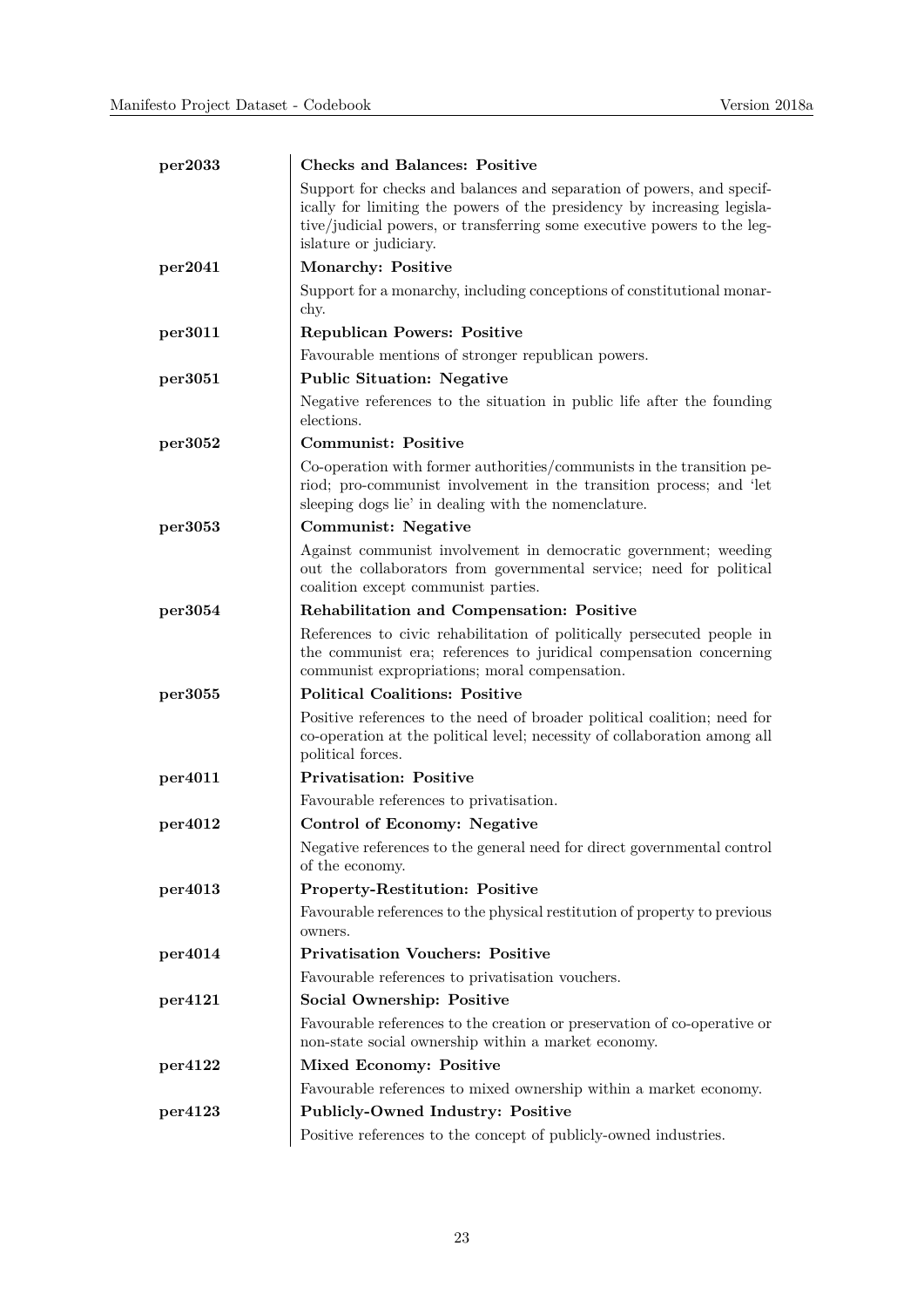**per2033** — **Checks and Balances: Positive**

Support for checks and balances and separation of powers, and specifically for limiting the powers of the presidency by increasing legislative/judicial powers, or transferring some executive powers to the legislature or judiciary.

**per2041** — **Monarchy: Positive**

Support for a monarchy, including conceptions of constitutional monarchy.

**per3011** — **Republican Powers: Positive**

Favourable mentions of stronger republican powers.

**per3051** — **Public Situation: Negative**

Negative references to the situation in public life after the founding elections.

**per3052** — **Communist: Positive**

Co-operation with former authorities/communists in the transition period; pro-communist involvement in the transition process; and 'let sleeping dogs lie' in dealing with the nomenclature.

**per3053** — **Communist: Negative**

Against communist involvement in democratic government; weeding out the collaborators from governmental service; need for political coalition except communist parties.

**per3054** — **Rehabilitation and Compensation: Positive**

References to civic rehabilitation of politically persecuted people in the communist era; references to juridical compensation concerning communist expropriations; moral compensation.

**per3055** — **Political Coalitions: Positive**

Positive references to the need of broader political coalition; need for co-operation at the political level; necessity of collaboration among all political forces.

**per4011** — **Privatisation: Positive**

Favourable references to privatisation.

**per4012** — **Control of Economy: Negative**

Negative references to the general need for direct governmental control of the economy.

**per4013** — **Property-Restitution: Positive**

Favourable references to the physical restitution of property to previous owners.

**per4014** — **Privatisation Vouchers: Positive**

Favourable references to privatisation vouchers.

**per4121** — **Social Ownership: Positive**

Favourable references to the creation or preservation of co-operative or non-state social ownership within a market economy.

**per4122** — **Mixed Economy: Positive**

Favourable references to mixed ownership within a market economy.

**per4123** — **Publicly-Owned Industry: Positive**

Positive references to the concept of publicly-owned industries.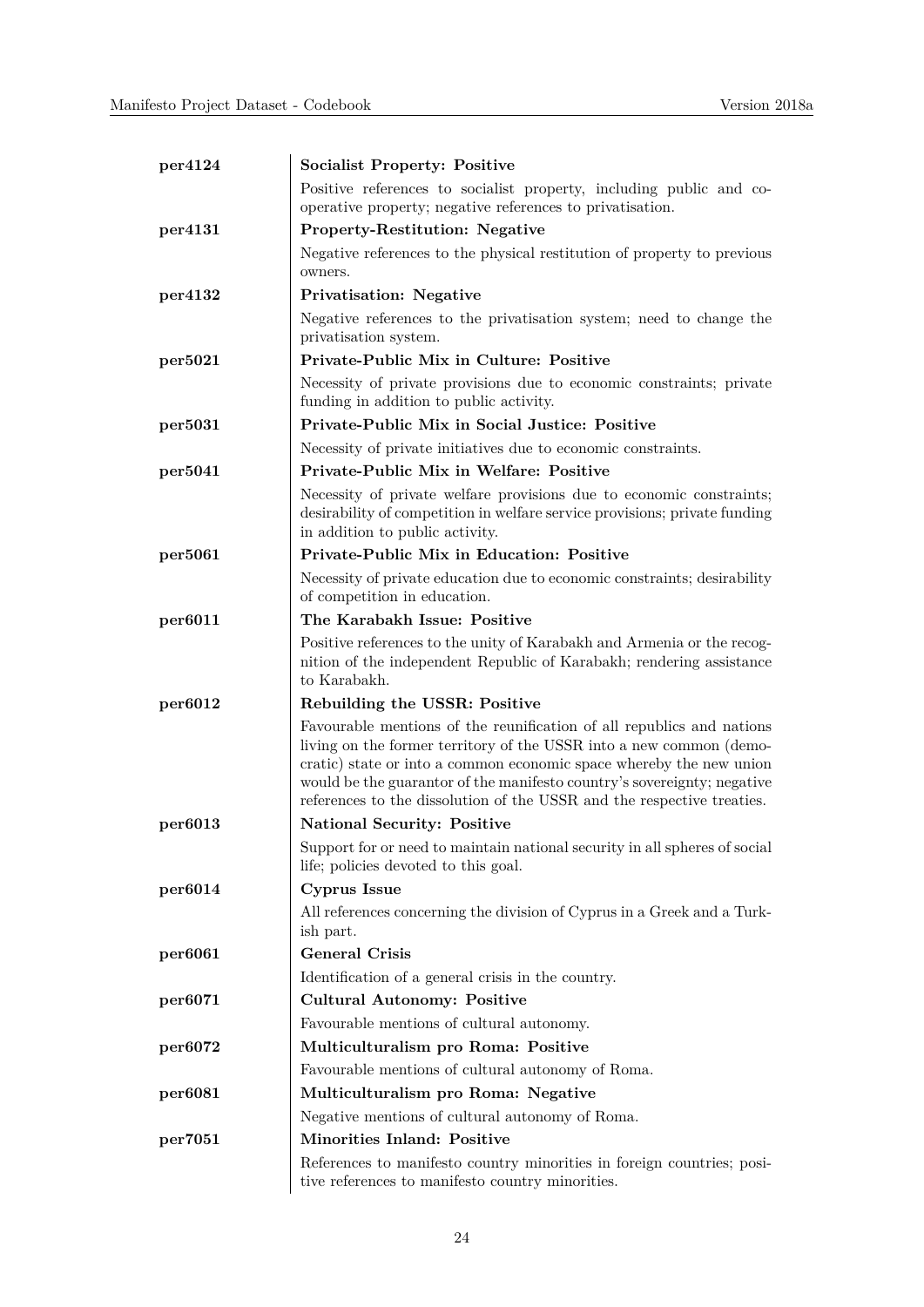| | |
|---|---|
| **per4124** | **Socialist Property: Positive** |
| | Positive references to socialist property, including public and co-operative property; negative references to privatisation. |
| **per4131** | **Property-Restitution: Negative** |
| | Negative references to the physical restitution of property to previous owners. |
| **per4132** | **Privatisation: Negative** |
| | Negative references to the privatisation system; need to change the privatisation system. |
| **per5021** | **Private-Public Mix in Culture: Positive** |
| | Necessity of private provisions due to economic constraints; private funding in addition to public activity. |
| **per5031** | **Private-Public Mix in Social Justice: Positive** |
| | Necessity of private initiatives due to economic constraints. |
| **per5041** | **Private-Public Mix in Welfare: Positive** |
| | Necessity of private welfare provisions due to economic constraints; desirability of competition in welfare service provisions; private funding in addition to public activity. |
| **per5061** | **Private-Public Mix in Education: Positive** |
| | Necessity of private education due to economic constraints; desirability of competition in education. |
| **per6011** | **The Karabakh Issue: Positive** |
| | Positive references to the unity of Karabakh and Armenia or the recognition of the independent Republic of Karabakh; rendering assistance to Karabakh. |
| **per6012** | **Rebuilding the USSR: Positive** |
| | Favourable mentions of the reunification of all republics and nations living on the former territory of the USSR into a new common (democratic) state or into a common economic space whereby the new union would be the guarantor of the manifesto country's sovereignty; negative references to the dissolution of the USSR and the respective treaties. |
| **per6013** | **National Security: Positive** |
| | Support for or need to maintain national security in all spheres of social life; policies devoted to this goal. |
| **per6014** | **Cyprus Issue** |
| | All references concerning the division of Cyprus in a Greek and a Turkish part. |
| **per6061** | **General Crisis** |
| | Identification of a general crisis in the country. |
| **per6071** | **Cultural Autonomy: Positive** |
| | Favourable mentions of cultural autonomy. |
| **per6072** | **Multiculturalism pro Roma: Positive** |
| | Favourable mentions of cultural autonomy of Roma. |
| **per6081** | **Multiculturalism pro Roma: Negative** |
| | Negative mentions of cultural autonomy of Roma. |
| **per7051** | **Minorities Inland: Positive** |
| | References to manifesto country minorities in foreign countries; positive references to manifesto country minorities. |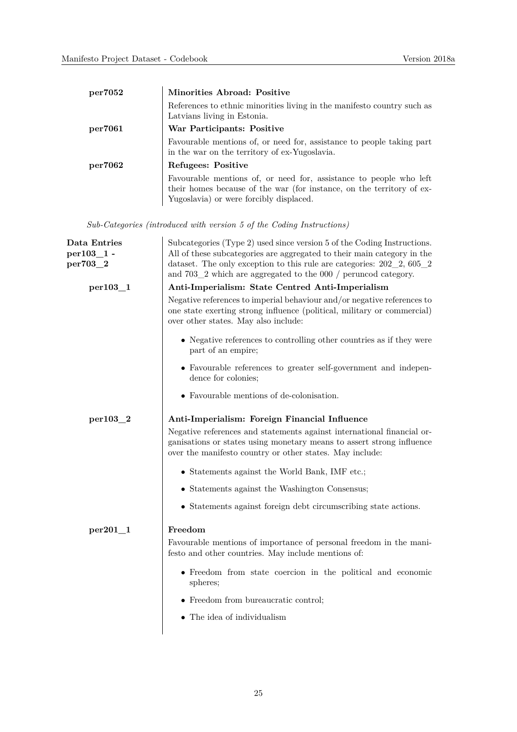**per7052** — **Minorities Abroad: Positive**

References to ethnic minorities living in the manifesto country such as Latvians living in Estonia.

**per7061** — **War Participants: Positive**

Favourable mentions of, or need for, assistance to people taking part in the war on the territory of ex-Yugoslavia.

**per7062** — **Refugees: Positive**

Favourable mentions of, or need for, assistance to people who left their homes because of the war (for instance, on the territory of ex-Yugoslavia) or were forcibly displaced.

*Sub-Categories (introduced with version 5 of the Coding Instructions)*

**Data Entries per103_1 - per703_2**

Subcategories (Type 2) used since version 5 of the Coding Instructions. All of these subcategories are aggregated to their main category in the dataset. The only exception to this rule are categories: 202_2, 605_2 and 703_2 which are aggregated to the 000 / peruncod category.

**per103_1** — **Anti-Imperialism: State Centred Anti-Imperialism**

Negative references to imperial behaviour and/or negative references to one state exerting strong influence (political, military or commercial) over other states. May also include:

- Negative references to controlling other countries as if they were part of an empire;
- Favourable references to greater self-government and independence for colonies;
- Favourable mentions of de-colonisation.

**per103_2** — **Anti-Imperialism: Foreign Financial Influence**

Negative references and statements against international financial organisations or states using monetary means to assert strong influence over the manifesto country or other states. May include:

- Statements against the World Bank, IMF etc.;
- Statements against the Washington Consensus;
- Statements against foreign debt circumscribing state actions.

**per201_1** — **Freedom**

Favourable mentions of importance of personal freedom in the manifesto and other countries. May include mentions of:

- Freedom from state coercion in the political and economic spheres;
- Freedom from bureaucratic control;
- The idea of individualism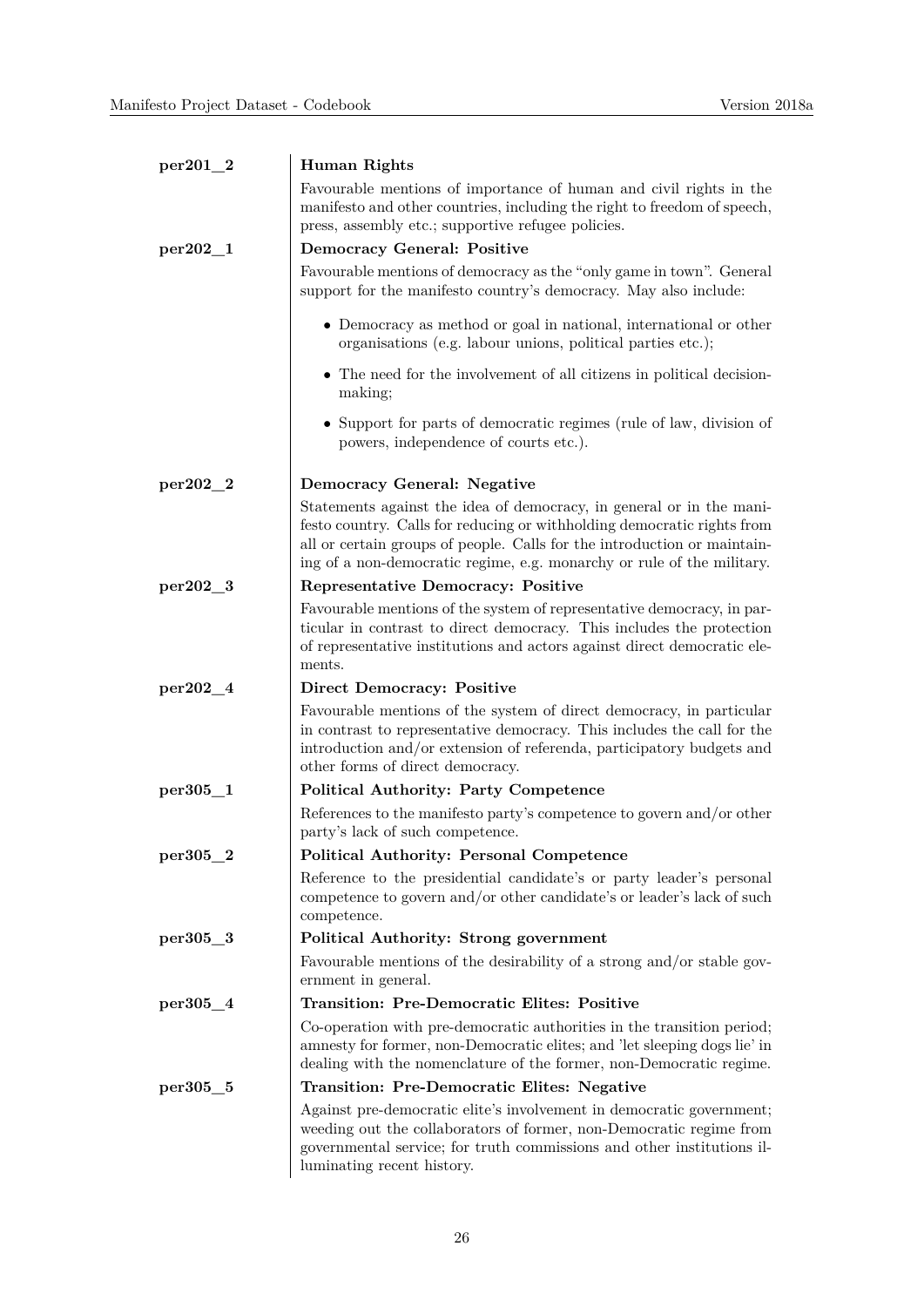**per201_2** **Human Rights**

Favourable mentions of importance of human and civil rights in the manifesto and other countries, including the right to freedom of speech, press, assembly etc.; supportive refugee policies.

**per202_1** **Democracy General: Positive**

Favourable mentions of democracy as the "only game in town". General support for the manifesto country's democracy. May also include:

- Democracy as method or goal in national, international or other organisations (e.g. labour unions, political parties etc.);
- The need for the involvement of all citizens in political decision-making;
- Support for parts of democratic regimes (rule of law, division of powers, independence of courts etc.).

**per202_2** **Democracy General: Negative**

Statements against the idea of democracy, in general or in the manifesto country. Calls for reducing or withholding democratic rights from all or certain groups of people. Calls for the introduction or maintaining of a non-democratic regime, e.g. monarchy or rule of the military.

**per202_3** **Representative Democracy: Positive**

Favourable mentions of the system of representative democracy, in particular in contrast to direct democracy. This includes the protection of representative institutions and actors against direct democratic elements.

**per202_4** **Direct Democracy: Positive**

Favourable mentions of the system of direct democracy, in particular in contrast to representative democracy. This includes the call for the introduction and/or extension of referenda, participatory budgets and other forms of direct democracy.

**per305_1** **Political Authority: Party Competence**

References to the manifesto party's competence to govern and/or other party's lack of such competence.

**per305_2** **Political Authority: Personal Competence**

Reference to the presidential candidate's or party leader's personal competence to govern and/or other candidate's or leader's lack of such competence.

**per305_3** **Political Authority: Strong government**

Favourable mentions of the desirability of a strong and/or stable government in general.

**per305_4** **Transition: Pre-Democratic Elites: Positive**

Co-operation with pre-democratic authorities in the transition period; amnesty for former, non-Democratic elites; and 'let sleeping dogs lie' in dealing with the nomenclature of the former, non-Democratic regime.

**per305_5** **Transition: Pre-Democratic Elites: Negative**

Against pre-democratic elite's involvement in democratic government; weeding out the collaborators of former, non-Democratic regime from governmental service; for truth commissions and other institutions illuminating recent history.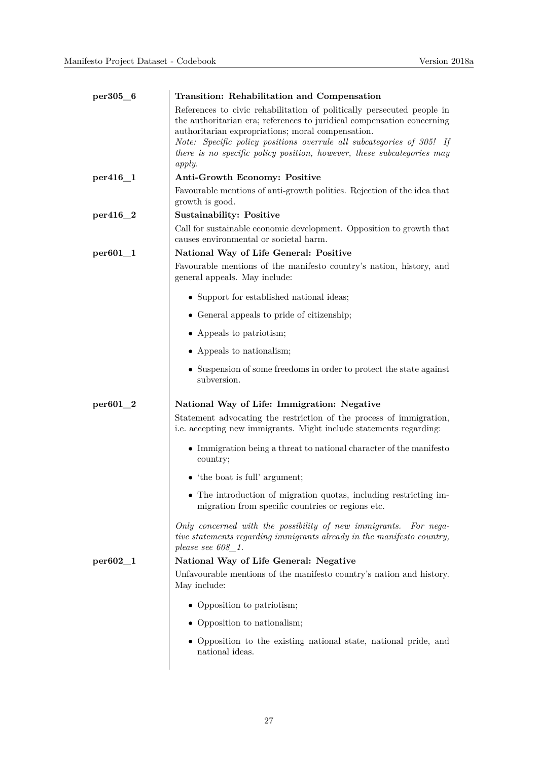**per305_6** — **Transition: Rehabilitation and Compensation**

References to civic rehabilitation of politically persecuted people in the authoritarian era; references to juridical compensation concerning authoritarian expropriations; moral compensation.
*Note: Specific policy positions overrule all subcategories of 305! If there is no specific policy position, however, these subcategories may apply.*

**per416_1** — **Anti-Growth Economy: Positive**

Favourable mentions of anti-growth politics. Rejection of the idea that growth is good.

**per416_2** — **Sustainability: Positive**

Call for sustainable economic development. Opposition to growth that causes environmental or societal harm.

**per601_1** — **National Way of Life General: Positive**

Favourable mentions of the manifesto country's nation, history, and general appeals. May include:

- Support for established national ideas;
- General appeals to pride of citizenship;
- Appeals to patriotism;
- Appeals to nationalism;
- Suspension of some freedoms in order to protect the state against subversion.

**per601_2** — **National Way of Life: Immigration: Negative**

Statement advocating the restriction of the process of immigration, i.e. accepting new immigrants. Might include statements regarding:

- Immigration being a threat to national character of the manifesto country;
- 'the boat is full' argument;
- The introduction of migration quotas, including restricting immigration from specific countries or regions etc.

*Only concerned with the possibility of new immigrants. For negative statements regarding immigrants already in the manifesto country, please see 608_1.*

**per602_1** — **National Way of Life General: Negative**

Unfavourable mentions of the manifesto country's nation and history. May include:

- Opposition to patriotism;
- Opposition to nationalism;
- Opposition to the existing national state, national pride, and national ideas.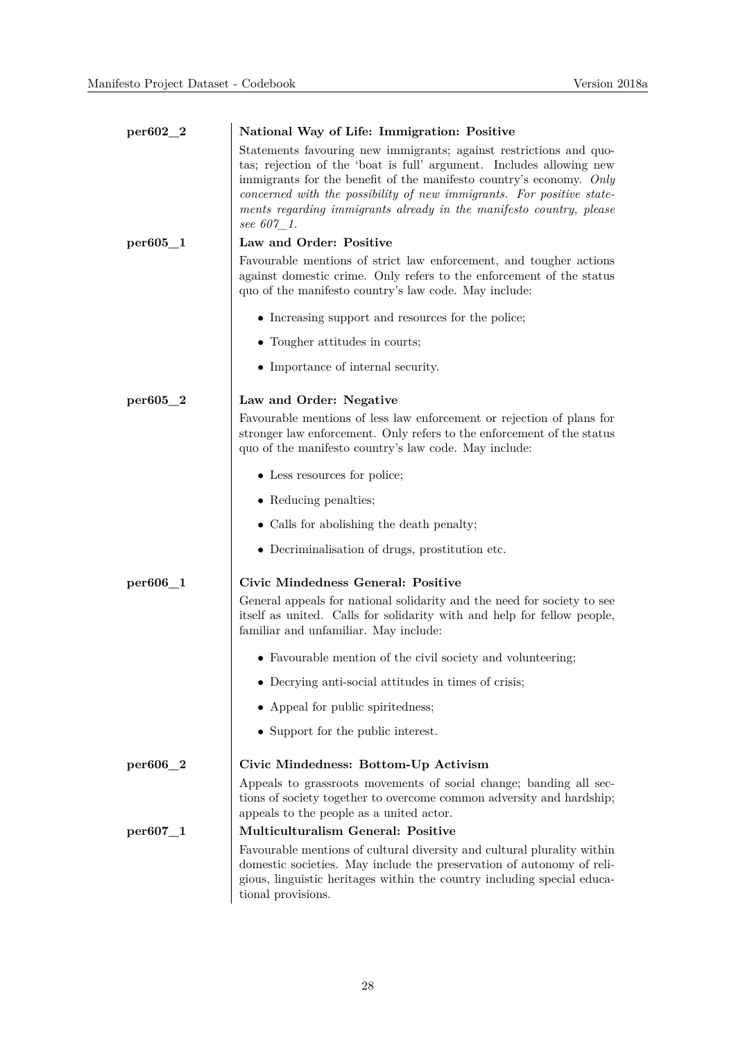**per602_2** — **National Way of Life: Immigration: Positive**

Statements favouring new immigrants; against restrictions and quotas; rejection of the 'boat is full' argument. Includes allowing new immigrants for the benefit of the manifesto country's economy. *Only concerned with the possibility of new immigrants. For positive statements regarding immigrants already in the manifesto country, please see 607_1.*

**per605_1** — **Law and Order: Positive**

Favourable mentions of strict law enforcement, and tougher actions against domestic crime. Only refers to the enforcement of the status quo of the manifesto country's law code. May include:

- Increasing support and resources for the police;
- Tougher attitudes in courts;
- Importance of internal security.

**per605_2** — **Law and Order: Negative**

Favourable mentions of less law enforcement or rejection of plans for stronger law enforcement. Only refers to the enforcement of the status quo of the manifesto country's law code. May include:

- Less resources for police;
- Reducing penalties;
- Calls for abolishing the death penalty;
- Decriminalisation of drugs, prostitution etc.

**per606_1** — **Civic Mindedness General: Positive**

General appeals for national solidarity and the need for society to see itself as united. Calls for solidarity with and help for fellow people, familiar and unfamiliar. May include:

- Favourable mention of the civil society and volunteering;
- Decrying anti-social attitudes in times of crisis;
- Appeal for public spiritedness;
- Support for the public interest.

**per606_2** — **Civic Mindedness: Bottom-Up Activism**

Appeals to grassroots movements of social change; banding all sections of society together to overcome common adversity and hardship; appeals to the people as a united actor.

**per607_1** — **Multiculturalism General: Positive**

Favourable mentions of cultural diversity and cultural plurality within domestic societies. May include the preservation of autonomy of religious, linguistic heritages within the country including special educational provisions.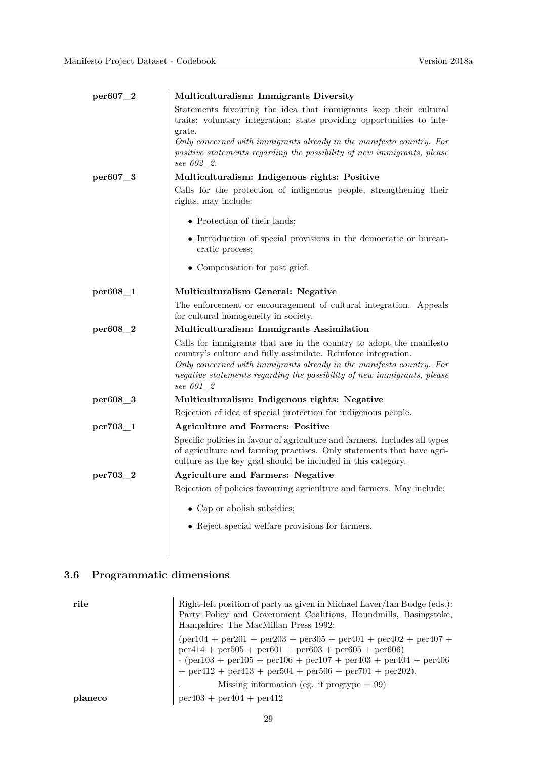**per607_2** — **Multiculturalism: Immigrants Diversity**

Statements favouring the idea that immigrants keep their cultural traits; voluntary integration; state providing opportunities to integrate.
*Only concerned with immigrants already in the manifesto country. For positive statements regarding the possibility of new immigrants, please see 602_2.*

**per607_3** — **Multiculturalism: Indigenous rights: Positive**

Calls for the protection of indigenous people, strengthening their rights, may include:

- Protection of their lands;
- Introduction of special provisions in the democratic or bureaucratic process;
- Compensation for past grief.

**per608_1** — **Multiculturalism General: Negative**

The enforcement or encouragement of cultural integration. Appeals for cultural homogeneity in society.

**per608_2** — **Multiculturalism: Immigrants Assimilation**

Calls for immigrants that are in the country to adopt the manifesto country's culture and fully assimilate. Reinforce integration.
*Only concerned with immigrants already in the manifesto country. For negative statements regarding the possibility of new immigrants, please see 601_2*

**per608_3** — **Multiculturalism: Indigenous rights: Negative**

Rejection of idea of special protection for indigenous people.

**per703_1** — **Agriculture and Farmers: Positive**

Specific policies in favour of agriculture and farmers. Includes all types of agriculture and farming practises. Only statements that have agriculture as the key goal should be included in this category.

**per703_2** — **Agriculture and Farmers: Negative**

Rejection of policies favouring agriculture and farmers. May include:

- Cap or abolish subsidies;
- Reject special welfare provisions for farmers.

## 3.6 Programmatic dimensions

**rile** — Right-left position of party as given in Michael Laver/Ian Budge (eds.): Party Policy and Government Coalitions, Houndmills, Basingstoke, Hampshire: The MacMillan Press 1992:

(per104 + per201 + per203 + per305 + per401 + per402 + per407 + per414 + per505 + per601 + per603 + per605 + per606)
- (per103 + per105 + per106 + per107 + per403 + per404 + per406 + per412 + per413 + per504 + per506 + per701 + per202).

. Missing information (eg. if progtype = 99)

**planeco** — per403 + per404 + per412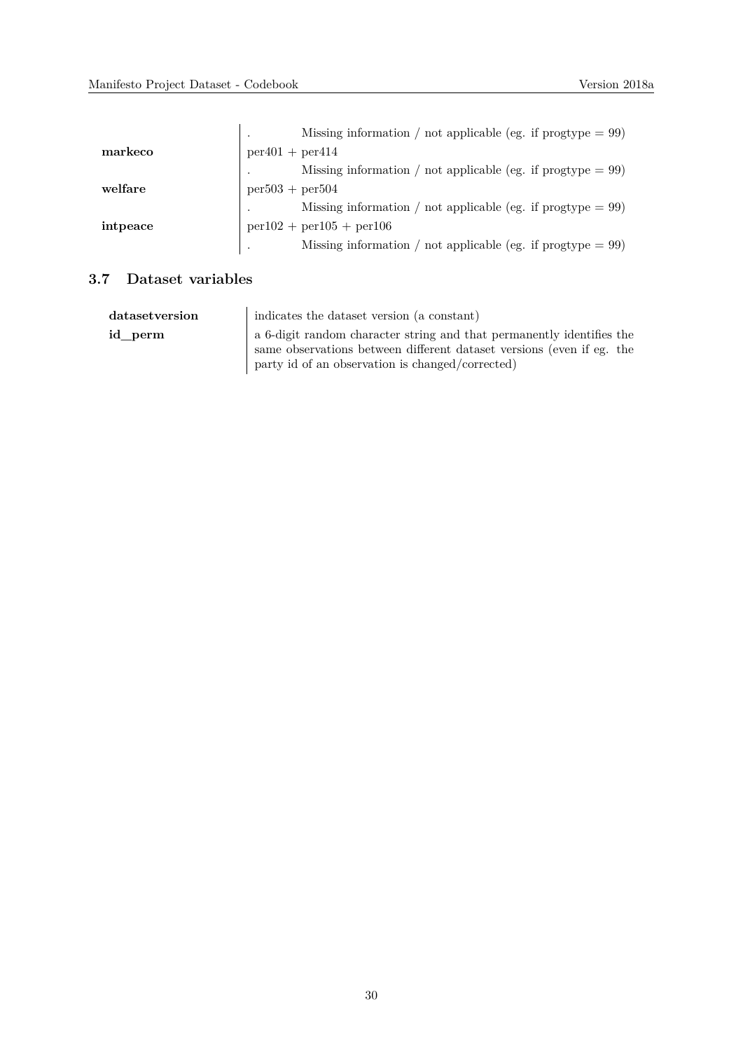| | | |
|---|---|---|
| | . | Missing information / not applicable (eg. if progtype = 99) |
| **markeco** | per401 + per414 | |
| | . | Missing information / not applicable (eg. if progtype = 99) |
| **welfare** | per503 + per504 | |
| | . | Missing information / not applicable (eg. if progtype = 99) |
| **intpeace** | per102 + per105 + per106 | |
| | . | Missing information / not applicable (eg. if progtype = 99) |

### 3.7 Dataset variables

| | |
|---|---|
| **datasetversion** | indicates the dataset version (a constant) |
| **id_perm** | a 6-digit random character string and that permanently identifies the same observations between different dataset versions (even if eg. the party id of an observation is changed/corrected) |